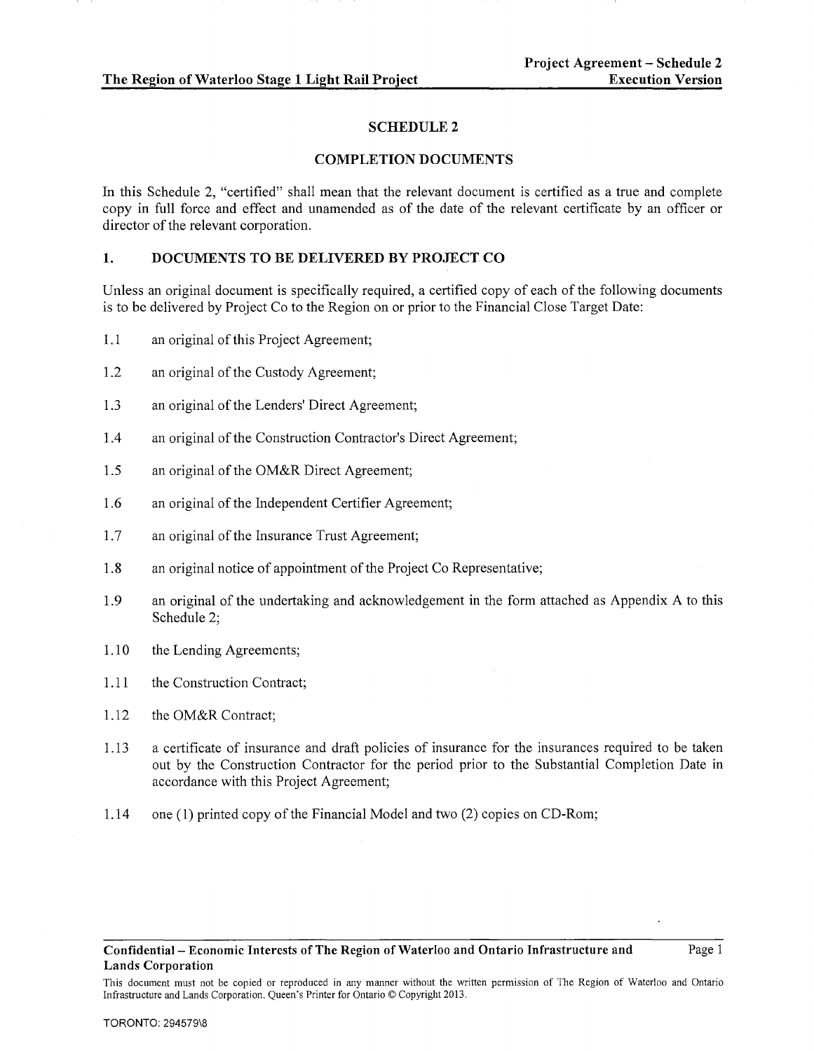# SCHEDULE 2

## COMPLETION DOCUMENTS

In this Schedule 2, "certified" shall mean that the relevant document is certified as a true and complete copy in full force and effect and unamended as of the date of the relevant certificate by an officer or director of the relevant corporation.

## 1. DOCUMENTS TO BE DELIVERED BY PROJECT CO

Unless an original document is specifically required, a certified copy of each of the following documents is to be delivered by Project Co to the Region on or prior to the Financial Close Target Date:

1.1 an original of this Project Agreement;

1.2 an original of the Custody Agreement;

1.3 an original of the Lenders' Direct Agreement;

1.4 an original of the Construction Contractor's Direct Agreement;

1.5 an original of the OM&R Direct Agreement;

1.6 an original of the Independent Certifier Agreement;

1.7 an original of the Insurance Trust Agreement;

1.8 an original notice of appointment of the Project Co Representative;

1.9 an original of the undertaking and acknowledgement in the form attached as Appendix A to this Schedule 2;

1.10 the Lending Agreements;

1.11 the Construction Contract;

1.12 the OM&R Contract;

1.13 a certificate of insurance and draft policies of insurance for the insurances required to be taken out by the Construction Contractor for the period prior to the Substantial Completion Date in accordance with this Project Agreement;

1.14 one (1) printed copy of the Financial Model and two (2) copies on CD-Rom;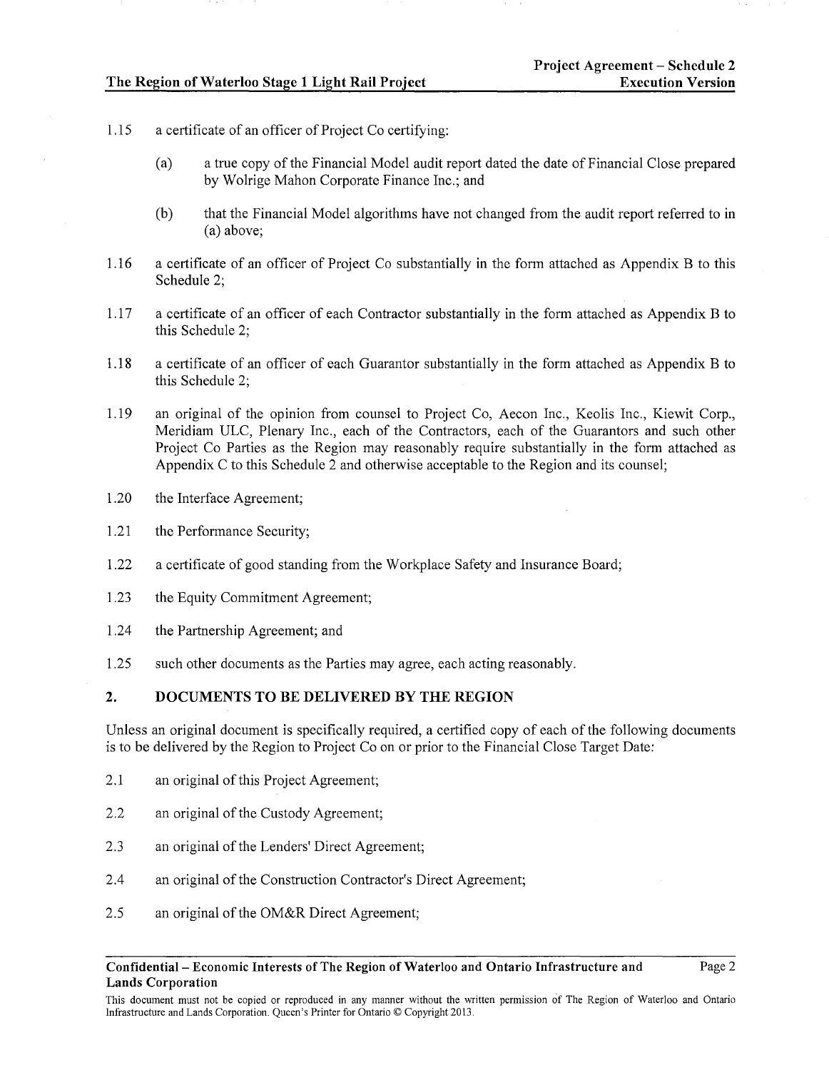1.15 a certificate of an officer of Project Co certifying:

   (a) a true copy of the Financial Model audit report dated the date of Financial Close prepared by Wolrige Mahon Corporate Finance Inc.; and

   (b) that the Financial Model algorithms have not changed from the audit report referred to in (a) above;

1.16 a certificate of an officer of Project Co substantially in the form attached as Appendix B to this Schedule 2;

1.17 a certificate of an officer of each Contractor substantially in the form attached as Appendix B to this Schedule 2;

1.18 a certificate of an officer of each Guarantor substantially in the form attached as Appendix B to this Schedule 2;

1.19 an original of the opinion from counsel to Project Co, Aecon Inc., Keolis Inc., Kiewit Corp., Meridiam ULC, Plenary Inc., each of the Contractors, each of the Guarantors and such other Project Co Parties as the Region may reasonably require substantially in the form attached as Appendix C to this Schedule 2 and otherwise acceptable to the Region and its counsel;

1.20 the Interface Agreement;

1.21 the Performance Security;

1.22 a certificate of good standing from the Workplace Safety and Insurance Board;

1.23 the Equity Commitment Agreement;

1.24 the Partnership Agreement; and

1.25 such other documents as the Parties may agree, each acting reasonably.

## 2. DOCUMENTS TO BE DELIVERED BY THE REGION

Unless an original document is specifically required, a certified copy of each of the following documents is to be delivered by the Region to Project Co on or prior to the Financial Close Target Date:

2.1 an original of this Project Agreement;

2.2 an original of the Custody Agreement;

2.3 an original of the Lenders' Direct Agreement;

2.4 an original of the Construction Contractor's Direct Agreement;

2.5 an original of the OM&R Direct Agreement;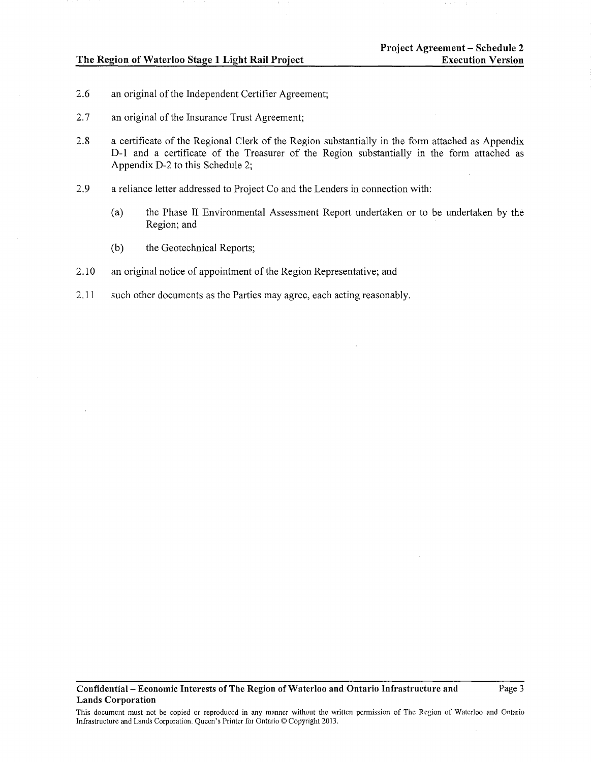2.6 an original of the Independent Certifier Agreement;

2.7 an original of the Insurance Trust Agreement;

2.8 a certificate of the Regional Clerk of the Region substantially in the form attached as Appendix D-1 and a certificate of the Treasurer of the Region substantially in the form attached as Appendix D-2 to this Schedule 2;

2.9 a reliance letter addressed to Project Co and the Lenders in connection with:

   (a) the Phase II Environmental Assessment Report undertaken or to be undertaken by the Region; and

   (b) the Geotechnical Reports;

2.10 an original notice of appointment of the Region Representative; and

2.11 such other documents as the Parties may agree, each acting reasonably.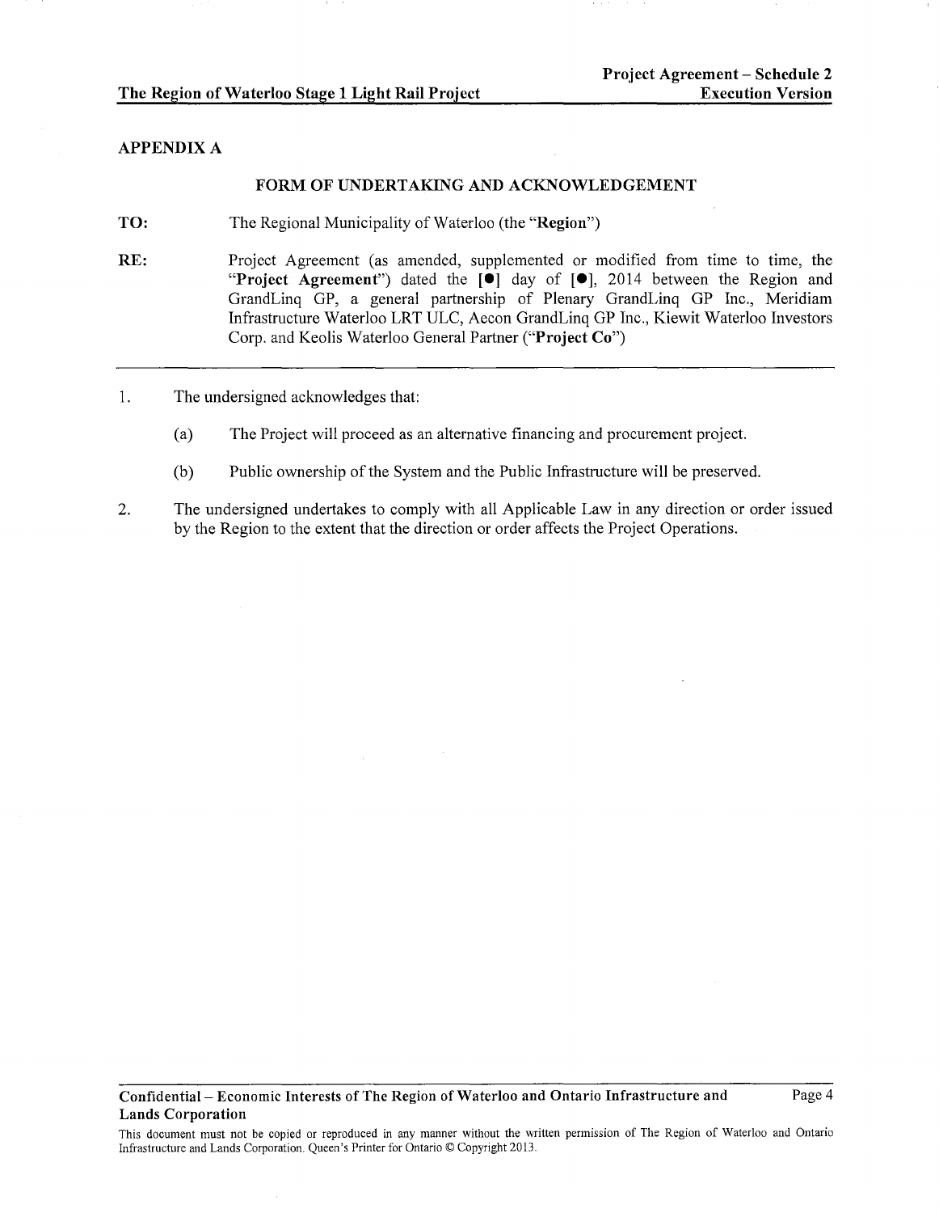## APPENDIX A

### FORM OF UNDERTAKING AND ACKNOWLEDGEMENT

**TO:** The Regional Municipality of Waterloo (the "**Region**")

**RE:** Project Agreement (as amended, supplemented or modified from time to time, the "**Project Agreement**") dated the **[●]** day of **[●]**, 2014 between the Region and GrandLinq GP, a general partnership of Plenary GrandLinq GP Inc., Meridiam Infrastructure Waterloo LRT ULC, Aecon GrandLinq GP Inc., Kiewit Waterloo Investors Corp. and Keolis Waterloo General Partner ("**Project Co**")

---

1. The undersigned acknowledges that:

   (a) The Project will proceed as an alternative financing and procurement project.

   (b) Public ownership of the System and the Public Infrastructure will be preserved.

2. The undersigned undertakes to comply with all Applicable Law in any direction or order issued by the Region to the extent that the direction or order affects the Project Operations.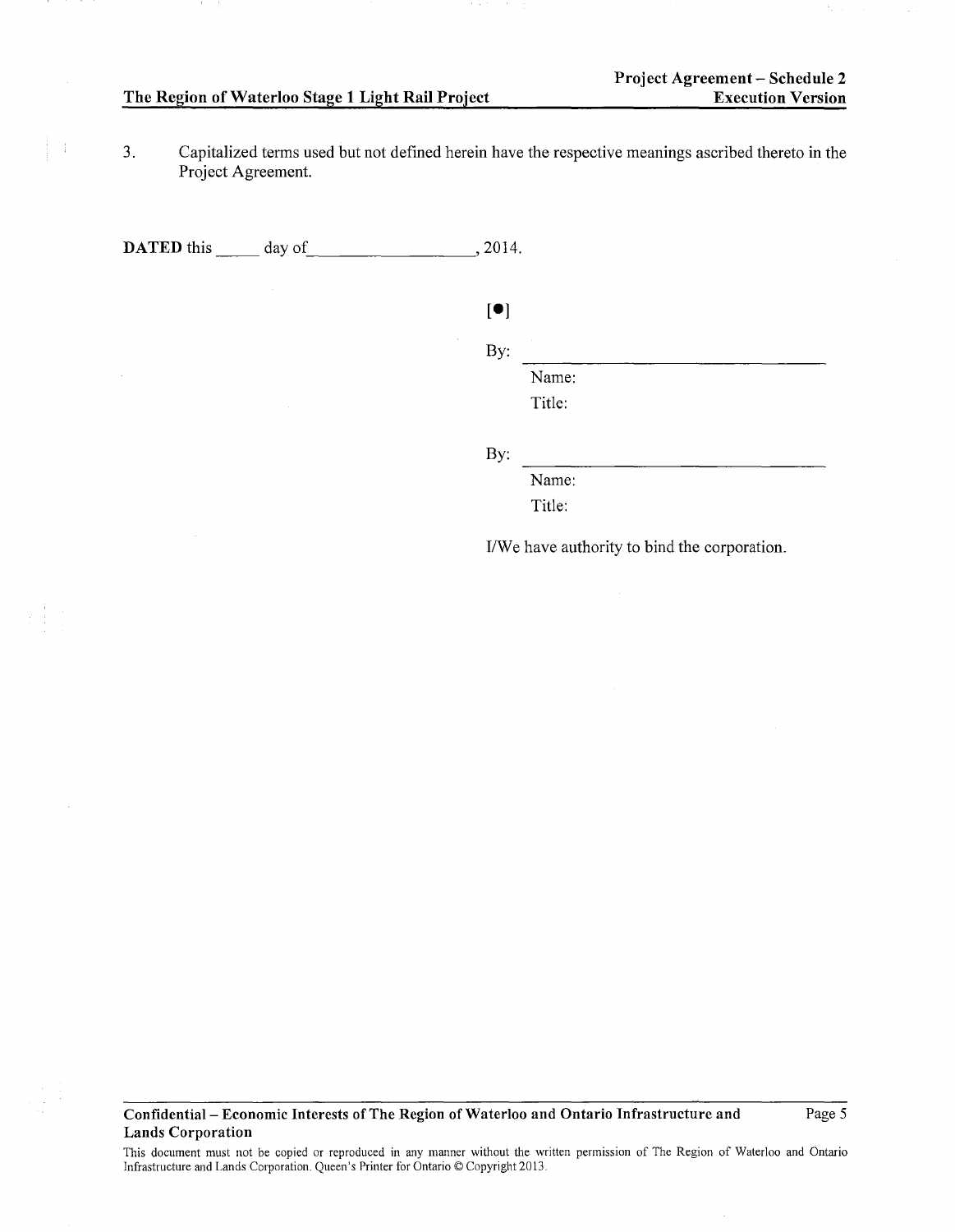3. Capitalized terms used but not defined herein have the respective meanings ascribed thereto in the Project Agreement.

**DATED** this _____ day of__________________, 2014.

[●]

By: ______________________________
Name:
Title:

By: ______________________________
Name:
Title:

I/We have authority to bind the corporation.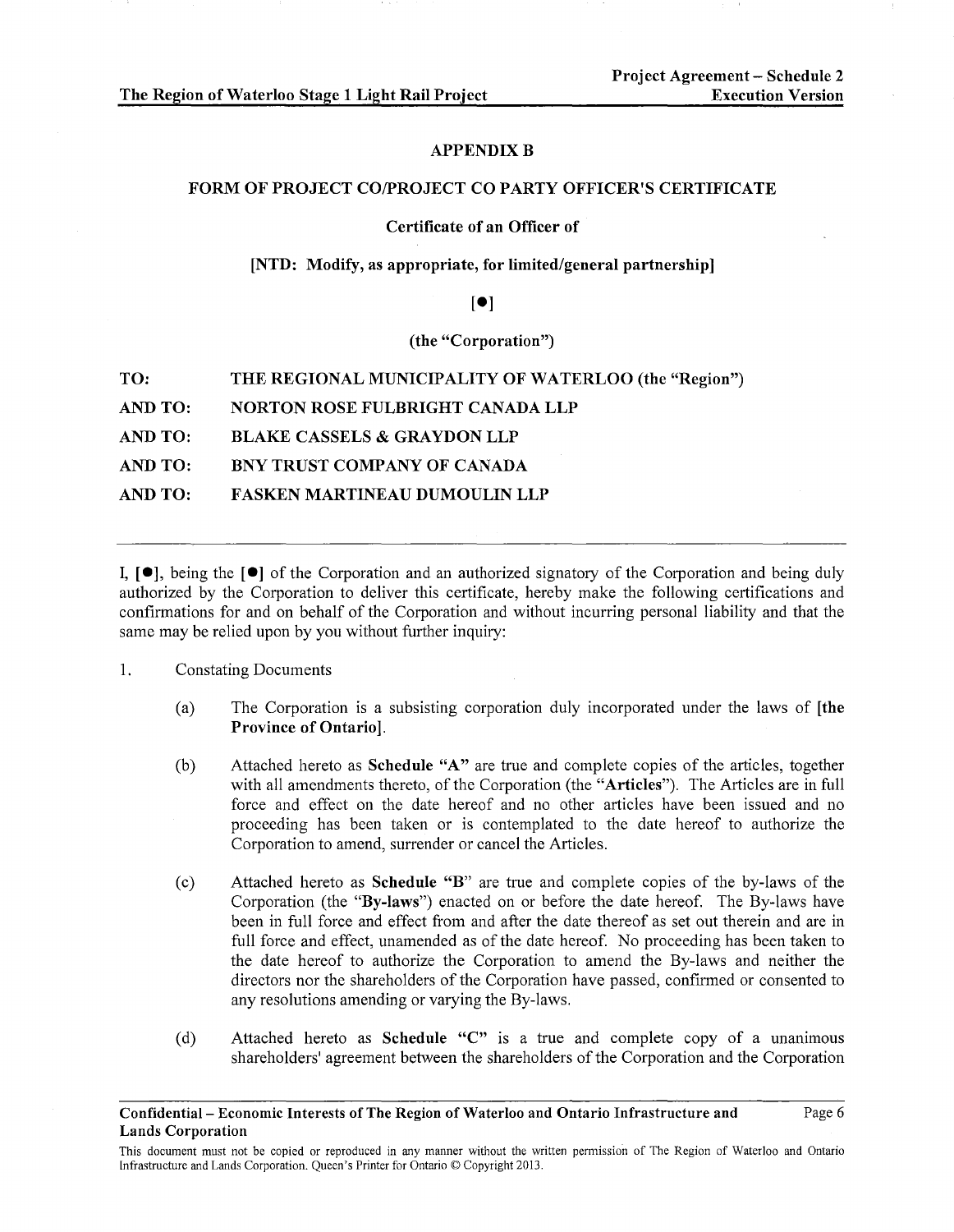## APPENDIX B

## FORM OF PROJECT CO/PROJECT CO PARTY OFFICER'S CERTIFICATE

**Certificate of an Officer of**

**[NTD: Modify, as appropriate, for limited/general partnership]**

**[●]**

**(the "Corporation")**

| | |
|---|---|
| **TO:** | **THE REGIONAL MUNICIPALITY OF WATERLOO (the "Region")** |
| **AND TO:** | **NORTON ROSE FULBRIGHT CANADA LLP** |
| **AND TO:** | **BLAKE CASSELS & GRAYDON LLP** |
| **AND TO:** | **BNY TRUST COMPANY OF CANADA** |
| **AND TO:** | **FASKEN MARTINEAU DUMOULIN LLP** |

---

I, **[●]**, being the **[●]** of the Corporation and an authorized signatory of the Corporation and being duly authorized by the Corporation to deliver this certificate, hereby make the following certifications and confirmations for and on behalf of the Corporation and without incurring personal liability and that the same may be relied upon by you without further inquiry:

1. Constating Documents

   (a) The Corporation is a subsisting corporation duly incorporated under the laws of **[the Province of Ontario]**.

   (b) Attached hereto as **Schedule "A"** are true and complete copies of the articles, together with all amendments thereto, of the Corporation (the "**Articles**"). The Articles are in full force and effect on the date hereof and no other articles have been issued and no proceeding has been taken or is contemplated to the date hereof to authorize the Corporation to amend, surrender or cancel the Articles.

   (c) Attached hereto as **Schedule "B"** are true and complete copies of the by-laws of the Corporation (the "**By-laws**") enacted on or before the date hereof. The By-laws have been in full force and effect from and after the date thereof as set out therein and are in full force and effect, unamended as of the date hereof. No proceeding has been taken to the date hereof to authorize the Corporation to amend the By-laws and neither the directors nor the shareholders of the Corporation have passed, confirmed or consented to any resolutions amending or varying the By-laws.

   (d) Attached hereto as **Schedule "C"** is a true and complete copy of a unanimous shareholders' agreement between the shareholders of the Corporation and the Corporation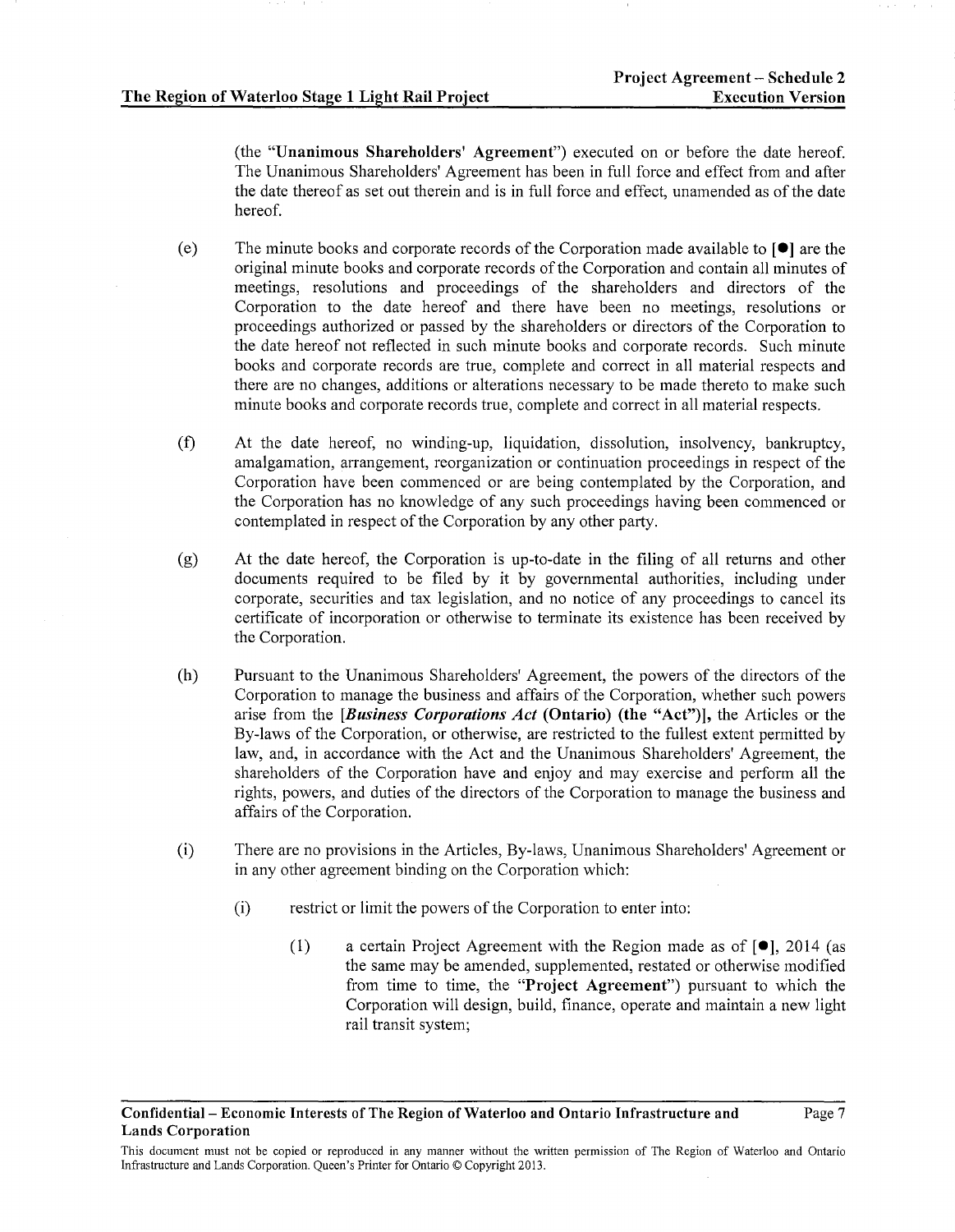(the "**Unanimous Shareholders' Agreement**") executed on or before the date hereof. The Unanimous Shareholders' Agreement has been in full force and effect from and after the date thereof as set out therein and is in full force and effect, unamended as of the date hereof.

(e) The minute books and corporate records of the Corporation made available to **[●]** are the original minute books and corporate records of the Corporation and contain all minutes of meetings, resolutions and proceedings of the shareholders and directors of the Corporation to the date hereof and there have been no meetings, resolutions or proceedings authorized or passed by the shareholders or directors of the Corporation to the date hereof not reflected in such minute books and corporate records. Such minute books and corporate records are true, complete and correct in all material respects and there are no changes, additions or alterations necessary to be made thereto to make such minute books and corporate records true, complete and correct in all material respects.

(f) At the date hereof, no winding-up, liquidation, dissolution, insolvency, bankruptcy, amalgamation, arrangement, reorganization or continuation proceedings in respect of the Corporation have been commenced or are being contemplated by the Corporation, and the Corporation has no knowledge of any such proceedings having been commenced or contemplated in respect of the Corporation by any other party.

(g) At the date hereof, the Corporation is up-to-date in the filing of all returns and other documents required to be filed by it by governmental authorities, including under corporate, securities and tax legislation, and no notice of any proceedings to cancel its certificate of incorporation or otherwise to terminate its existence has been received by the Corporation.

(h) Pursuant to the Unanimous Shareholders' Agreement, the powers of the directors of the Corporation to manage the business and affairs of the Corporation, whether such powers arise from the **[*Business Corporations Act* (Ontario) (the "Act")]**, the Articles or the By-laws of the Corporation, or otherwise, are restricted to the fullest extent permitted by law, and, in accordance with the Act and the Unanimous Shareholders' Agreement, the shareholders of the Corporation have and enjoy and may exercise and perform all the rights, powers, and duties of the directors of the Corporation to manage the business and affairs of the Corporation.

(i) There are no provisions in the Articles, By-laws, Unanimous Shareholders' Agreement or in any other agreement binding on the Corporation which:

(i) restrict or limit the powers of the Corporation to enter into:

(1) a certain Project Agreement with the Region made as of [●], 2014 (as the same may be amended, supplemented, restated or otherwise modified from time to time, the "**Project Agreement**") pursuant to which the Corporation will design, build, finance, operate and maintain a new light rail transit system;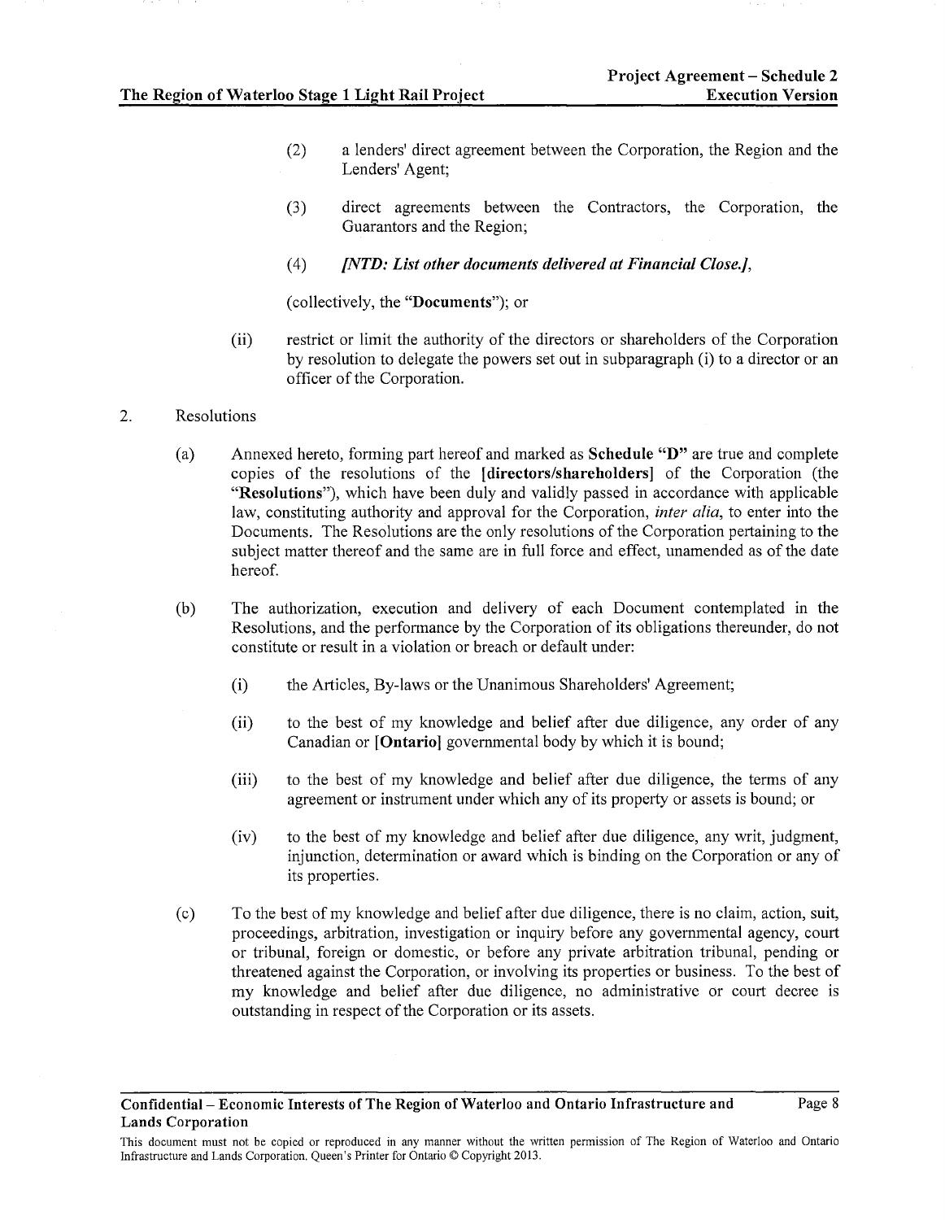(2) a lenders' direct agreement between the Corporation, the Region and the Lenders' Agent;

(3) direct agreements between the Contractors, the Corporation, the Guarantors and the Region;

(4) *[NTD: List other documents delivered at Financial Close.]*,

(collectively, the "**Documents**"); or

(ii) restrict or limit the authority of the directors or shareholders of the Corporation by resolution to delegate the powers set out in subparagraph (i) to a director or an officer of the Corporation.

2. Resolutions

(a) Annexed hereto, forming part hereof and marked as **Schedule "D"** are true and complete copies of the resolutions of the **[directors/shareholders]** of the Corporation (the "**Resolutions**"), which have been duly and validly passed in accordance with applicable law, constituting authority and approval for the Corporation, *inter alia*, to enter into the Documents. The Resolutions are the only resolutions of the Corporation pertaining to the subject matter thereof and the same are in full force and effect, unamended as of the date hereof.

(b) The authorization, execution and delivery of each Document contemplated in the Resolutions, and the performance by the Corporation of its obligations thereunder, do not constitute or result in a violation or breach or default under:

(i) the Articles, By-laws or the Unanimous Shareholders' Agreement;

(ii) to the best of my knowledge and belief after due diligence, any order of any Canadian or **[Ontario]** governmental body by which it is bound;

(iii) to the best of my knowledge and belief after due diligence, the terms of any agreement or instrument under which any of its property or assets is bound; or

(iv) to the best of my knowledge and belief after due diligence, any writ, judgment, injunction, determination or award which is binding on the Corporation or any of its properties.

(c) To the best of my knowledge and belief after due diligence, there is no claim, action, suit, proceedings, arbitration, investigation or inquiry before any governmental agency, court or tribunal, foreign or domestic, or before any private arbitration tribunal, pending or threatened against the Corporation, or involving its properties or business. To the best of my knowledge and belief after due diligence, no administrative or court decree is outstanding in respect of the Corporation or its assets.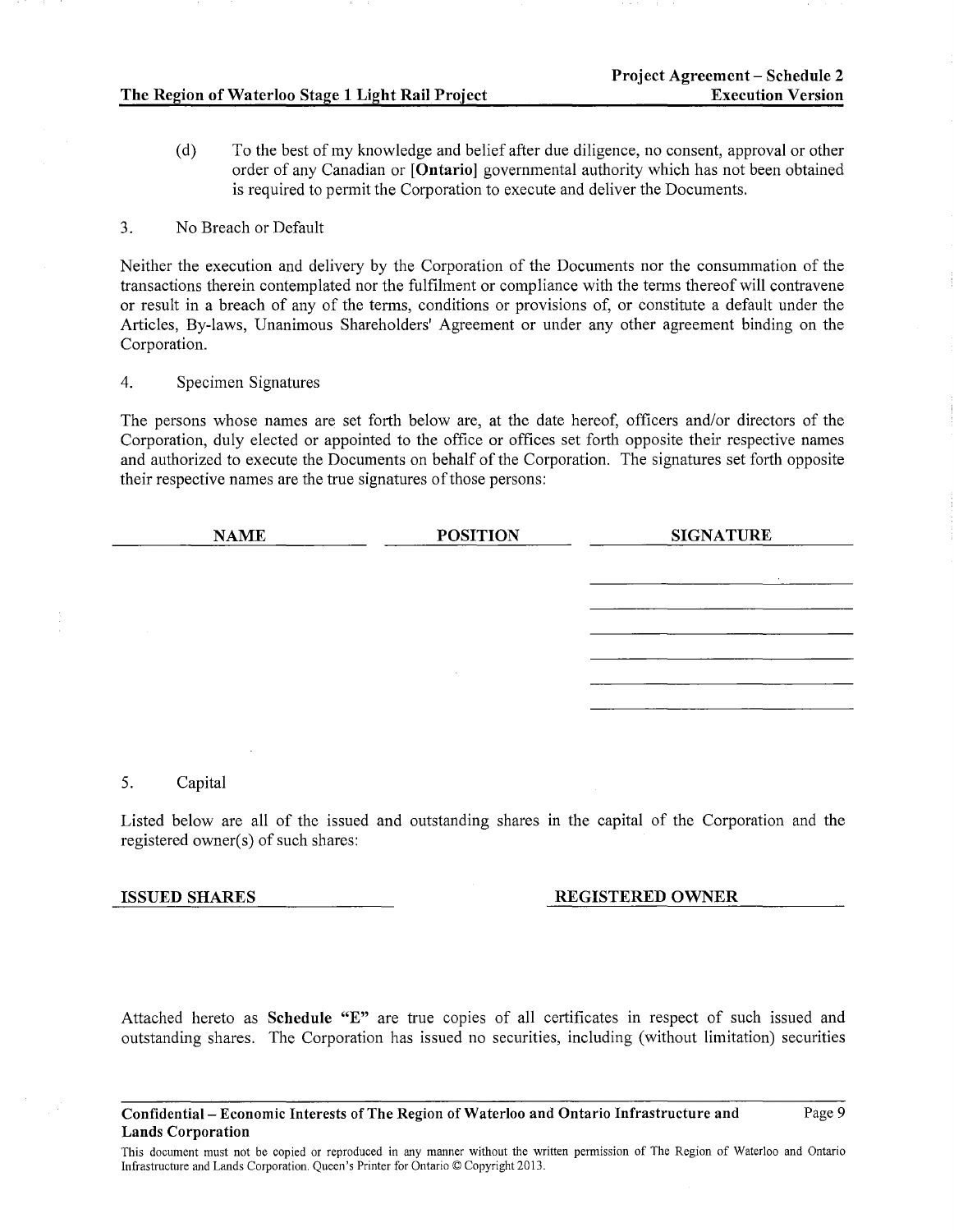(d) To the best of my knowledge and belief after due diligence, no consent, approval or other order of any Canadian or [**Ontario**] governmental authority which has not been obtained is required to permit the Corporation to execute and deliver the Documents.

3. No Breach or Default

Neither the execution and delivery by the Corporation of the Documents nor the consummation of the transactions therein contemplated nor the fulfilment or compliance with the terms thereof will contravene or result in a breach of any of the terms, conditions or provisions of, or constitute a default under the Articles, By-laws, Unanimous Shareholders' Agreement or under any other agreement binding on the Corporation.

4. Specimen Signatures

The persons whose names are set forth below are, at the date hereof, officers and/or directors of the Corporation, duly elected or appointed to the office or offices set forth opposite their respective names and authorized to execute the Documents on behalf of the Corporation. The signatures set forth opposite their respective names are the true signatures of those persons:

| NAME | POSITION | SIGNATURE |
|---|---|---|
| | | ______________________ |
| | | ______________________ |
| | | ______________________ |
| | | ______________________ |
| | | ______________________ |
| | | ______________________ |

5. Capital

Listed below are all of the issued and outstanding shares in the capital of the Corporation and the registered owner(s) of such shares:

| ISSUED SHARES | REGISTERED OWNER |
|---|---|
| | |

Attached hereto as **Schedule "E"** are true copies of all certificates in respect of such issued and outstanding shares. The Corporation has issued no securities, including (without limitation) securities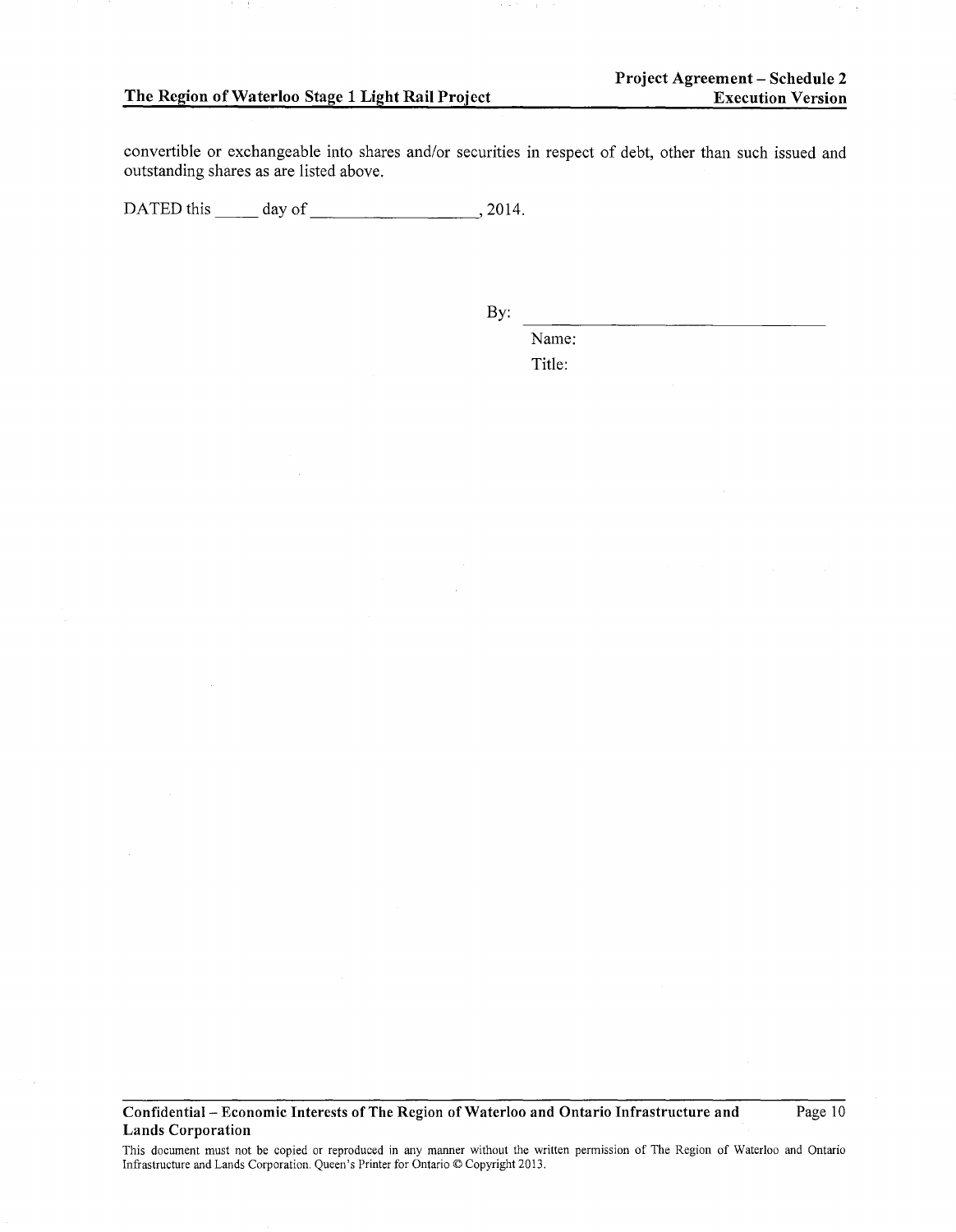convertible or exchangeable into shares and/or securities in respect of debt, other than such issued and outstanding shares as are listed above.

DATED this _____ day of ___________________, 2014.

By: ________________________________

Name:

Title: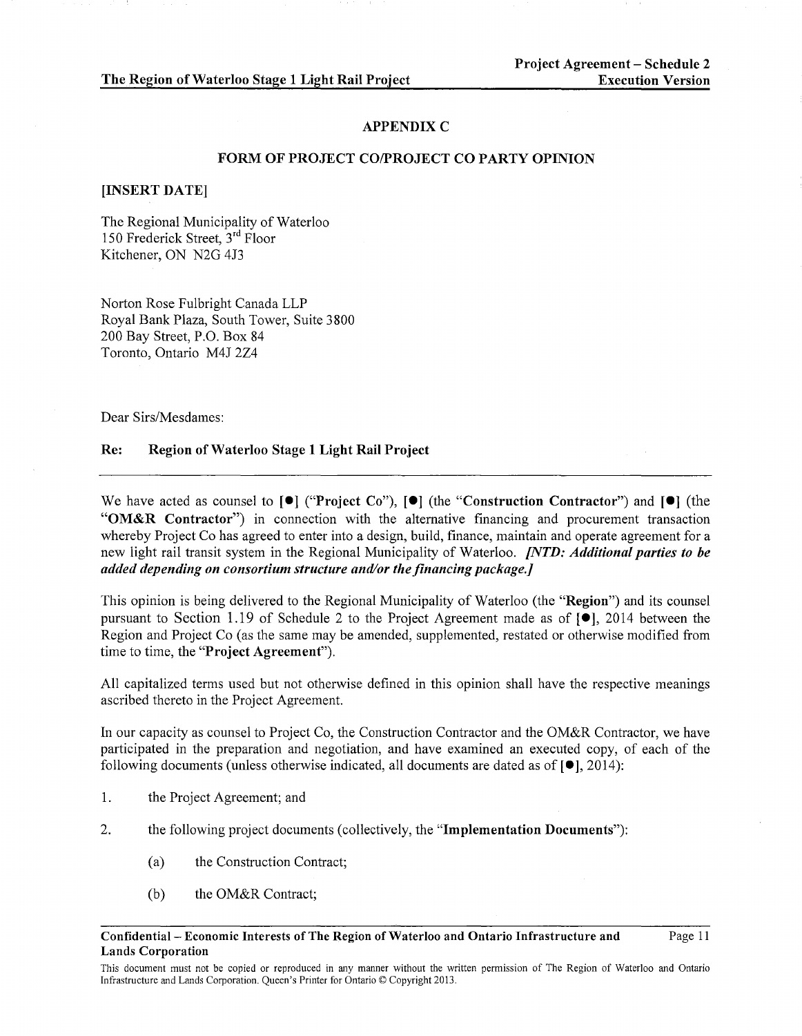## APPENDIX C

### FORM OF PROJECT CO/PROJECT CO PARTY OPINION

**[INSERT DATE]**

The Regional Municipality of Waterloo
150 Frederick Street, 3rd Floor
Kitchener, ON N2G 4J3

Norton Rose Fulbright Canada LLP
Royal Bank Plaza, South Tower, Suite 3800
200 Bay Street, P.O. Box 84
Toronto, Ontario M4J 2Z4

Dear Sirs/Mesdames:

**Re: Region of Waterloo Stage 1 Light Rail Project**

---

We have acted as counsel to **[●]** ("**Project Co**"), **[●]** (the "**Construction Contractor**") and **[●]** (the "**OM&R Contractor**") in connection with the alternative financing and procurement transaction whereby Project Co has agreed to enter into a design, build, finance, maintain and operate agreement for a new light rail transit system in the Regional Municipality of Waterloo. ***[NTD: Additional parties to be added depending on consortium structure and/or the financing package.]***

This opinion is being delivered to the Regional Municipality of Waterloo (the "**Region**") and its counsel pursuant to Section 1.19 of Schedule 2 to the Project Agreement made as of [●], 2014 between the Region and Project Co (as the same may be amended, supplemented, restated or otherwise modified from time to time, the "**Project Agreement**").

All capitalized terms used but not otherwise defined in this opinion shall have the respective meanings ascribed thereto in the Project Agreement.

In our capacity as counsel to Project Co, the Construction Contractor and the OM&R Contractor, we have participated in the preparation and negotiation, and have examined an executed copy, of each of the following documents (unless otherwise indicated, all documents are dated as of [●], 2014):

1. the Project Agreement; and
2. the following project documents (collectively, the "**Implementation Documents**"):
   - (a) the Construction Contract;
   - (b) the OM&R Contract;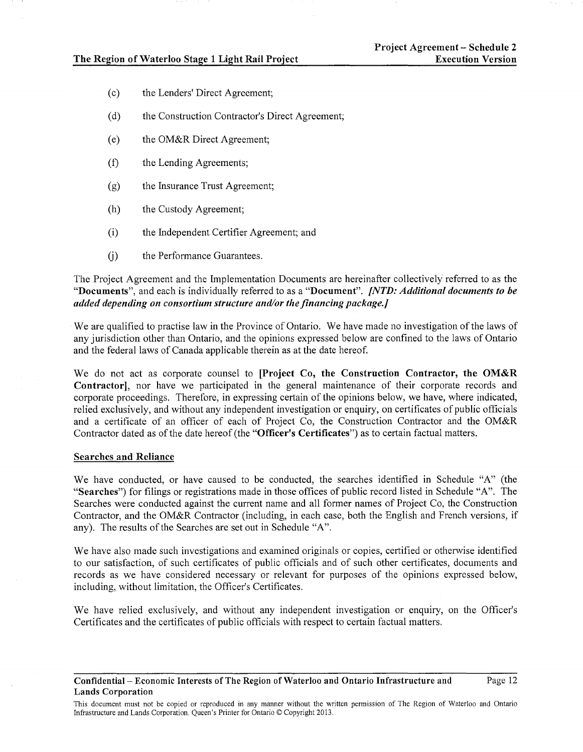(c) the Lenders' Direct Agreement;

(d) the Construction Contractor's Direct Agreement;

(e) the OM&R Direct Agreement;

(f) the Lending Agreements;

(g) the Insurance Trust Agreement;

(h) the Custody Agreement;

(i) the Independent Certifier Agreement; and

(j) the Performance Guarantees.

The Project Agreement and the Implementation Documents are hereinafter collectively referred to as the "**Documents**", and each is individually referred to as a "**Document**". ***[NTD: Additional documents to be added depending on consortium structure and/or the financing package.]***

We are qualified to practise law in the Province of Ontario. We have made no investigation of the laws of any jurisdiction other than Ontario, and the opinions expressed below are confined to the laws of Ontario and the federal laws of Canada applicable therein as at the date hereof.

We do not act as corporate counsel to **[Project Co, the Construction Contractor, the OM&R Contractor]**, nor have we participated in the general maintenance of their corporate records and corporate proceedings. Therefore, in expressing certain of the opinions below, we have, where indicated, relied exclusively, and without any independent investigation or enquiry, on certificates of public officials and a certificate of an officer of each of Project Co, the Construction Contractor and the OM&R Contractor dated as of the date hereof (the "**Officer's Certificates**") as to certain factual matters.

**Searches and Reliance**

We have conducted, or have caused to be conducted, the searches identified in Schedule "A" (the "**Searches**") for filings or registrations made in those offices of public record listed in Schedule "A". The Searches were conducted against the current name and all former names of Project Co, the Construction Contractor, and the OM&R Contractor (including, in each case, both the English and French versions, if any). The results of the Searches are set out in Schedule "A".

We have also made such investigations and examined originals or copies, certified or otherwise identified to our satisfaction, of such certificates of public officials and of such other certificates, documents and records as we have considered necessary or relevant for purposes of the opinions expressed below, including, without limitation, the Officer's Certificates.

We have relied exclusively, and without any independent investigation or enquiry, on the Officer's Certificates and the certificates of public officials with respect to certain factual matters.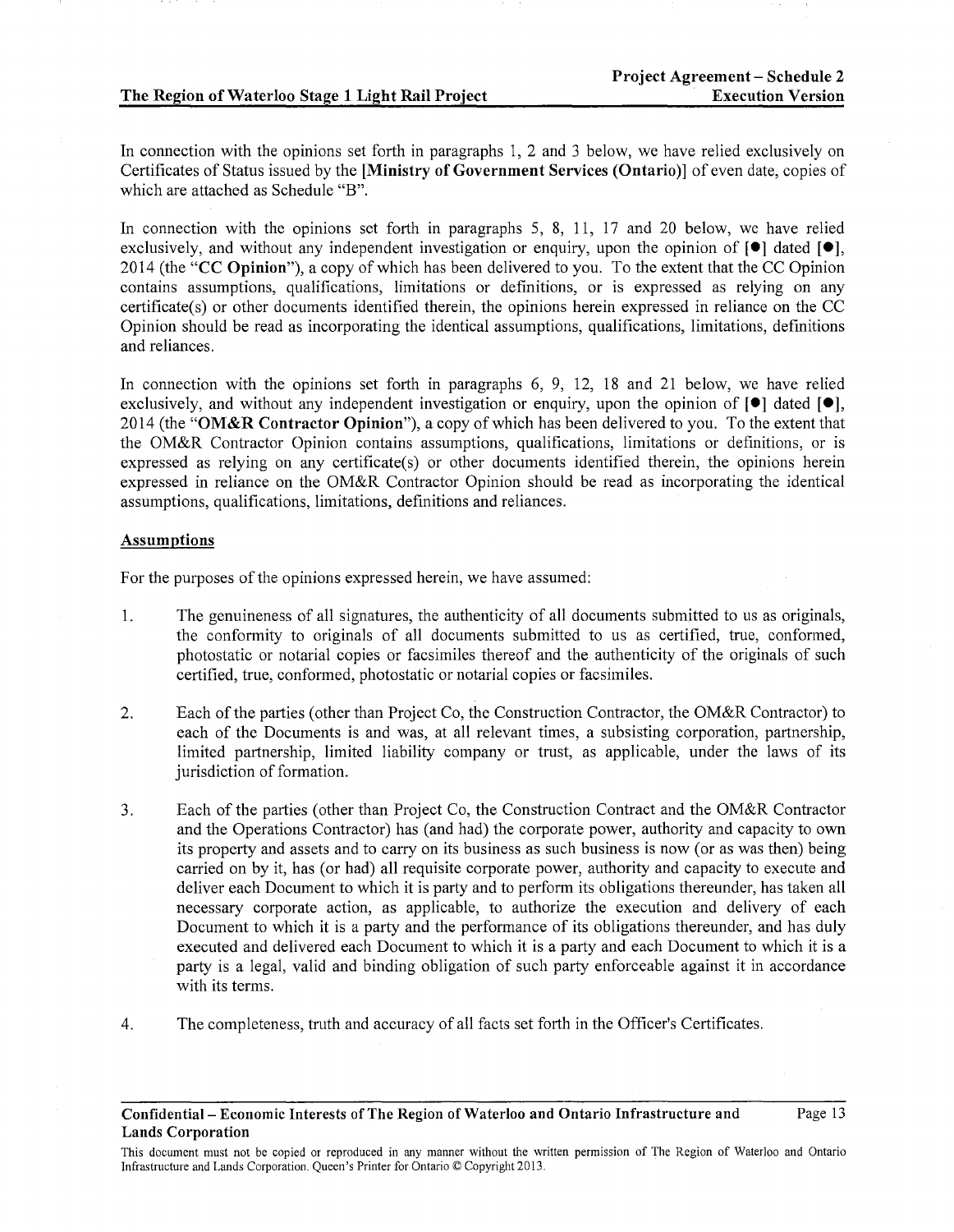In connection with the opinions set forth in paragraphs 1, 2 and 3 below, we have relied exclusively on Certificates of Status issued by the [**Ministry of Government Services (Ontario)**] of even date, copies of which are attached as Schedule "B".

In connection with the opinions set forth in paragraphs 5, 8, 11, 17 and 20 below, we have relied exclusively, and without any independent investigation or enquiry, upon the opinion of [●] dated [●], 2014 (the "**CC Opinion**"), a copy of which has been delivered to you. To the extent that the CC Opinion contains assumptions, qualifications, limitations or definitions, or is expressed as relying on any certificate(s) or other documents identified therein, the opinions herein expressed in reliance on the CC Opinion should be read as incorporating the identical assumptions, qualifications, limitations, definitions and reliances.

In connection with the opinions set forth in paragraphs 6, 9, 12, 18 and 21 below, we have relied exclusively, and without any independent investigation or enquiry, upon the opinion of [●] dated [●], 2014 (the "**OM&R Contractor Opinion**"), a copy of which has been delivered to you. To the extent that the OM&R Contractor Opinion contains assumptions, qualifications, limitations or definitions, or is expressed as relying on any certificate(s) or other documents identified therein, the opinions herein expressed in reliance on the OM&R Contractor Opinion should be read as incorporating the identical assumptions, qualifications, limitations, definitions and reliances.

**Assumptions**

For the purposes of the opinions expressed herein, we have assumed:

1. The genuineness of all signatures, the authenticity of all documents submitted to us as originals, the conformity to originals of all documents submitted to us as certified, true, conformed, photostatic or notarial copies or facsimiles thereof and the authenticity of the originals of such certified, true, conformed, photostatic or notarial copies or facsimiles.

2. Each of the parties (other than Project Co, the Construction Contractor, the OM&R Contractor) to each of the Documents is and was, at all relevant times, a subsisting corporation, partnership, limited partnership, limited liability company or trust, as applicable, under the laws of its jurisdiction of formation.

3. Each of the parties (other than Project Co, the Construction Contract and the OM&R Contractor and the Operations Contractor) has (and had) the corporate power, authority and capacity to own its property and assets and to carry on its business as such business is now (or as was then) being carried on by it, has (or had) all requisite corporate power, authority and capacity to execute and deliver each Document to which it is party and to perform its obligations thereunder, has taken all necessary corporate action, as applicable, to authorize the execution and delivery of each Document to which it is a party and the performance of its obligations thereunder, and has duly executed and delivered each Document to which it is a party and each Document to which it is a party is a legal, valid and binding obligation of such party enforceable against it in accordance with its terms.

4. The completeness, truth and accuracy of all facts set forth in the Officer's Certificates.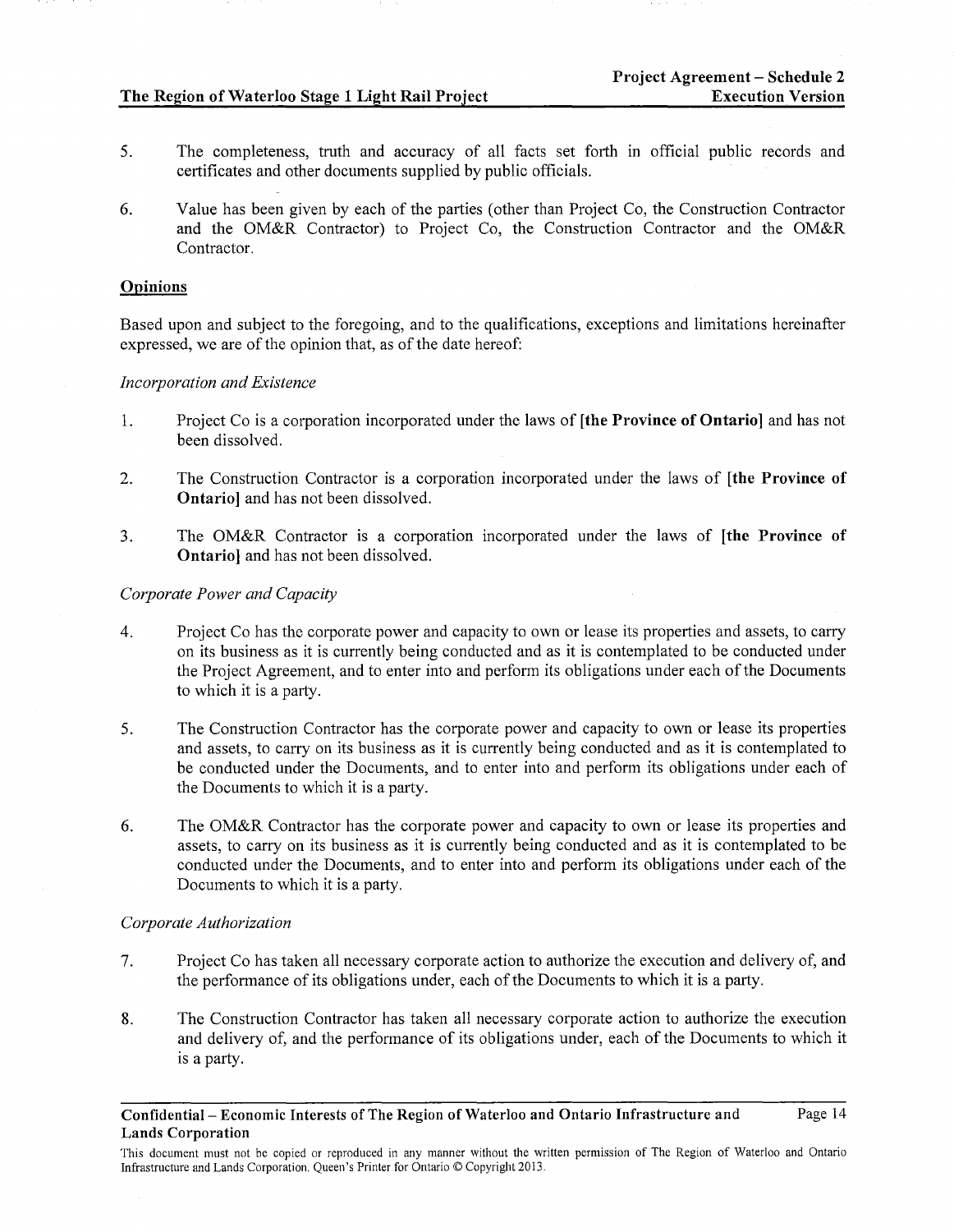5. The completeness, truth and accuracy of all facts set forth in official public records and certificates and other documents supplied by public officials.

6. Value has been given by each of the parties (other than Project Co, the Construction Contractor and the OM&R Contractor) to Project Co, the Construction Contractor and the OM&R Contractor.

## Opinions

Based upon and subject to the foregoing, and to the qualifications, exceptions and limitations hereinafter expressed, we are of the opinion that, as of the date hereof:

*Incorporation and Existence*

1. Project Co is a corporation incorporated under the laws of **[the Province of Ontario]** and has not been dissolved.

2. The Construction Contractor is a corporation incorporated under the laws of **[the Province of Ontario]** and has not been dissolved.

3. The OM&R Contractor is a corporation incorporated under the laws of **[the Province of Ontario]** and has not been dissolved.

*Corporate Power and Capacity*

4. Project Co has the corporate power and capacity to own or lease its properties and assets, to carry on its business as it is currently being conducted and as it is contemplated to be conducted under the Project Agreement, and to enter into and perform its obligations under each of the Documents to which it is a party.

5. The Construction Contractor has the corporate power and capacity to own or lease its properties and assets, to carry on its business as it is currently being conducted and as it is contemplated to be conducted under the Documents, and to enter into and perform its obligations under each of the Documents to which it is a party.

6. The OM&R Contractor has the corporate power and capacity to own or lease its properties and assets, to carry on its business as it is currently being conducted and as it is contemplated to be conducted under the Documents, and to enter into and perform its obligations under each of the Documents to which it is a party.

*Corporate Authorization*

7. Project Co has taken all necessary corporate action to authorize the execution and delivery of, and the performance of its obligations under, each of the Documents to which it is a party.

8. The Construction Contractor has taken all necessary corporate action to authorize the execution and delivery of, and the performance of its obligations under, each of the Documents to which it is a party.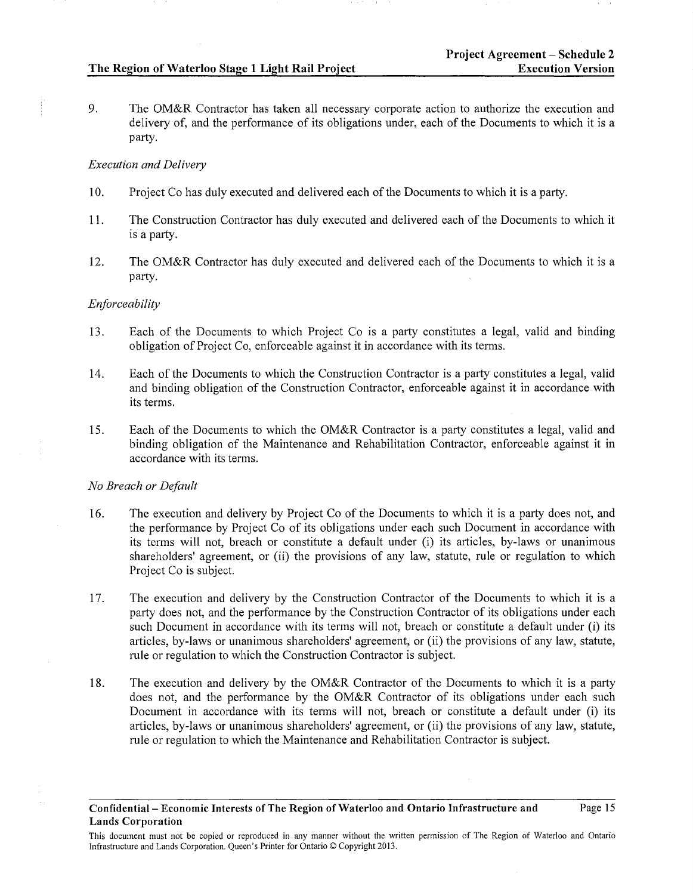9. The OM&R Contractor has taken all necessary corporate action to authorize the execution and delivery of, and the performance of its obligations under, each of the Documents to which it is a party.

*Execution and Delivery*

10. Project Co has duly executed and delivered each of the Documents to which it is a party.

11. The Construction Contractor has duly executed and delivered each of the Documents to which it is a party.

12. The OM&R Contractor has duly executed and delivered each of the Documents to which it is a party.

*Enforceability*

13. Each of the Documents to which Project Co is a party constitutes a legal, valid and binding obligation of Project Co, enforceable against it in accordance with its terms.

14. Each of the Documents to which the Construction Contractor is a party constitutes a legal, valid and binding obligation of the Construction Contractor, enforceable against it in accordance with its terms.

15. Each of the Documents to which the OM&R Contractor is a party constitutes a legal, valid and binding obligation of the Maintenance and Rehabilitation Contractor, enforceable against it in accordance with its terms.

*No Breach or Default*

16. The execution and delivery by Project Co of the Documents to which it is a party does not, and the performance by Project Co of its obligations under each such Document in accordance with its terms will not, breach or constitute a default under (i) its articles, by-laws or unanimous shareholders' agreement, or (ii) the provisions of any law, statute, rule or regulation to which Project Co is subject.

17. The execution and delivery by the Construction Contractor of the Documents to which it is a party does not, and the performance by the Construction Contractor of its obligations under each such Document in accordance with its terms will not, breach or constitute a default under (i) its articles, by-laws or unanimous shareholders' agreement, or (ii) the provisions of any law, statute, rule or regulation to which the Construction Contractor is subject.

18. The execution and delivery by the OM&R Contractor of the Documents to which it is a party does not, and the performance by the OM&R Contractor of its obligations under each such Document in accordance with its terms will not, breach or constitute a default under (i) its articles, by-laws or unanimous shareholders' agreement, or (ii) the provisions of any law, statute, rule or regulation to which the Maintenance and Rehabilitation Contractor is subject.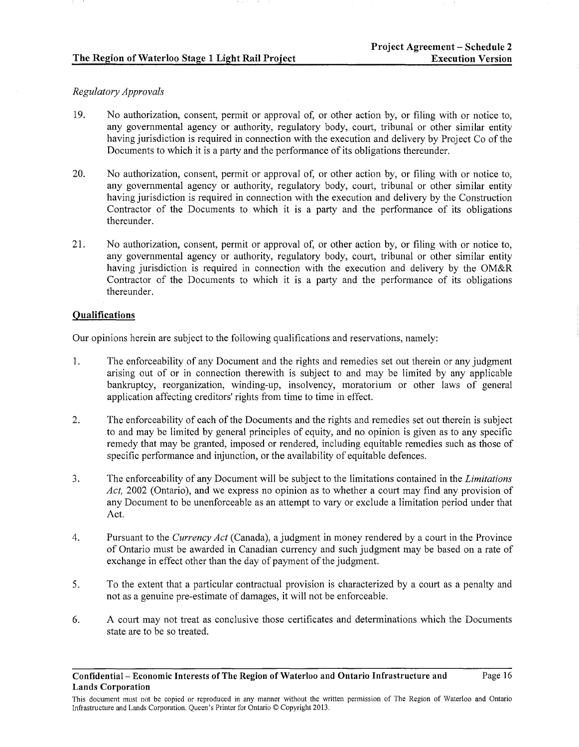*Regulatory Approvals*

19. No authorization, consent, permit or approval of, or other action by, or filing with or notice to, any governmental agency or authority, regulatory body, court, tribunal or other similar entity having jurisdiction is required in connection with the execution and delivery by Project Co of the Documents to which it is a party and the performance of its obligations thereunder.

20. No authorization, consent, permit or approval of, or other action by, or filing with or notice to, any governmental agency or authority, regulatory body, court, tribunal or other similar entity having jurisdiction is required in connection with the execution and delivery by the Construction Contractor of the Documents to which it is a party and the performance of its obligations thereunder.

21. No authorization, consent, permit or approval of, or other action by, or filing with or notice to, any governmental agency or authority, regulatory body, court, tribunal or other similar entity having jurisdiction is required in connection with the execution and delivery by the OM&R Contractor of the Documents to which it is a party and the performance of its obligations thereunder.

## Qualifications

Our opinions herein are subject to the following qualifications and reservations, namely:

1. The enforceability of any Document and the rights and remedies set out therein or any judgment arising out of or in connection therewith is subject to and may be limited by any applicable bankruptcy, reorganization, winding-up, insolvency, moratorium or other laws of general application affecting creditors' rights from time to time in effect.

2. The enforceability of each of the Documents and the rights and remedies set out therein is subject to and may be limited by general principles of equity, and no opinion is given as to any specific remedy that may be granted, imposed or rendered, including equitable remedies such as those of specific performance and injunction, or the availability of equitable defences.

3. The enforceability of any Document will be subject to the limitations contained in the *Limitations Act,* 2002 (Ontario), and we express no opinion as to whether a court may find any provision of any Document to be unenforceable as an attempt to vary or exclude a limitation period under that Act.

4. Pursuant to the *Currency Act* (Canada), a judgment in money rendered by a court in the Province of Ontario must be awarded in Canadian currency and such judgment may be based on a rate of exchange in effect other than the day of payment of the judgment.

5. To the extent that a particular contractual provision is characterized by a court as a penalty and not as a genuine pre-estimate of damages, it will not be enforceable.

6. A court may not treat as conclusive those certificates and determinations which the Documents state are to be so treated.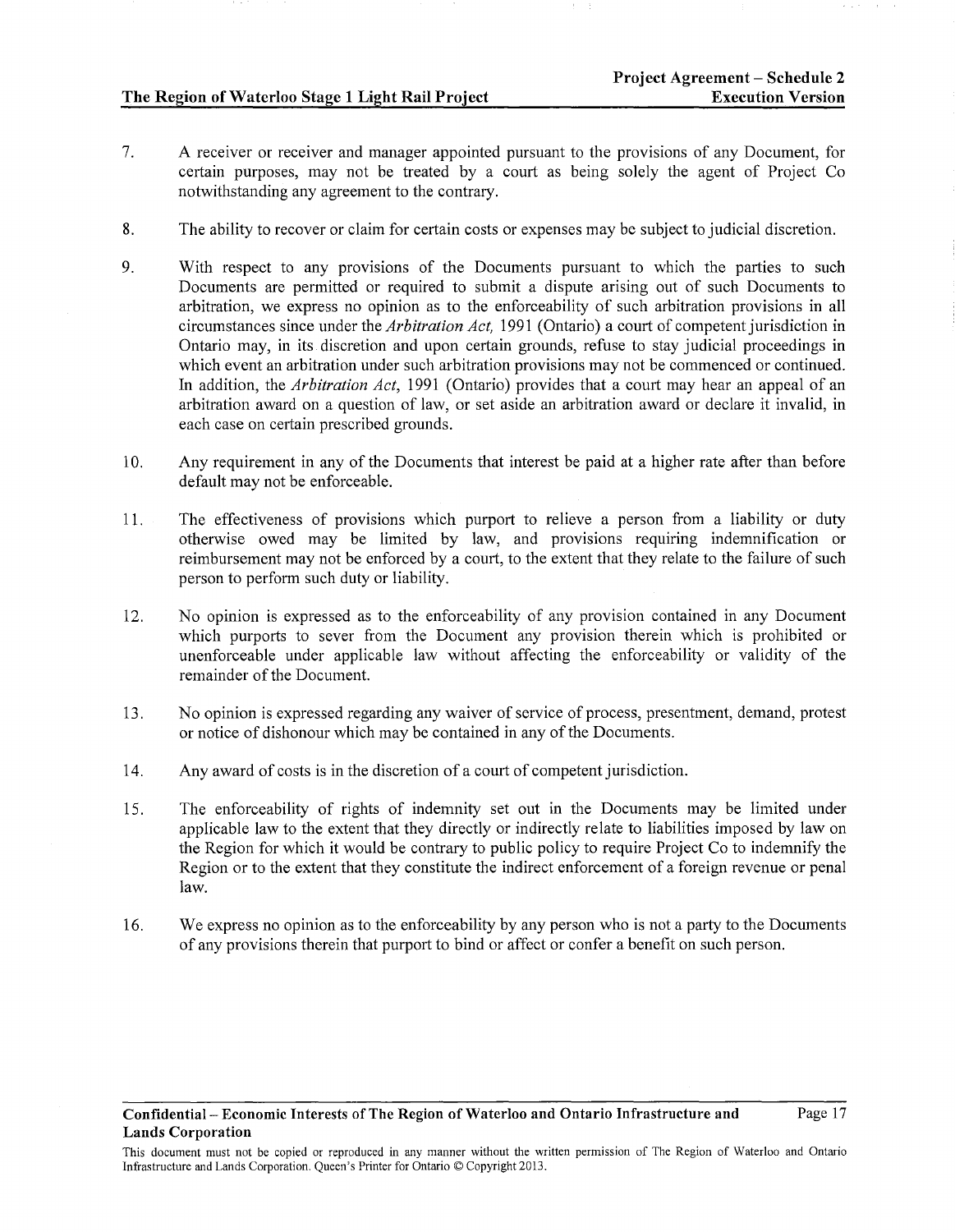7. A receiver or receiver and manager appointed pursuant to the provisions of any Document, for certain purposes, may not be treated by a court as being solely the agent of Project Co notwithstanding any agreement to the contrary.

8. The ability to recover or claim for certain costs or expenses may be subject to judicial discretion.

9. With respect to any provisions of the Documents pursuant to which the parties to such Documents are permitted or required to submit a dispute arising out of such Documents to arbitration, we express no opinion as to the enforceability of such arbitration provisions in all circumstances since under the *Arbitration Act,* 1991 (Ontario) a court of competent jurisdiction in Ontario may, in its discretion and upon certain grounds, refuse to stay judicial proceedings in which event an arbitration under such arbitration provisions may not be commenced or continued. In addition, the *Arbitration Act*, 1991 (Ontario) provides that a court may hear an appeal of an arbitration award on a question of law, or set aside an arbitration award or declare it invalid, in each case on certain prescribed grounds.

10. Any requirement in any of the Documents that interest be paid at a higher rate after than before default may not be enforceable.

11. The effectiveness of provisions which purport to relieve a person from a liability or duty otherwise owed may be limited by law, and provisions requiring indemnification or reimbursement may not be enforced by a court, to the extent that they relate to the failure of such person to perform such duty or liability.

12. No opinion is expressed as to the enforceability of any provision contained in any Document which purports to sever from the Document any provision therein which is prohibited or unenforceable under applicable law without affecting the enforceability or validity of the remainder of the Document.

13. No opinion is expressed regarding any waiver of service of process, presentment, demand, protest or notice of dishonour which may be contained in any of the Documents.

14. Any award of costs is in the discretion of a court of competent jurisdiction.

15. The enforceability of rights of indemnity set out in the Documents may be limited under applicable law to the extent that they directly or indirectly relate to liabilities imposed by law on the Region for which it would be contrary to public policy to require Project Co to indemnify the Region or to the extent that they constitute the indirect enforcement of a foreign revenue or penal law.

16. We express no opinion as to the enforceability by any person who is not a party to the Documents of any provisions therein that purport to bind or affect or confer a benefit on such person.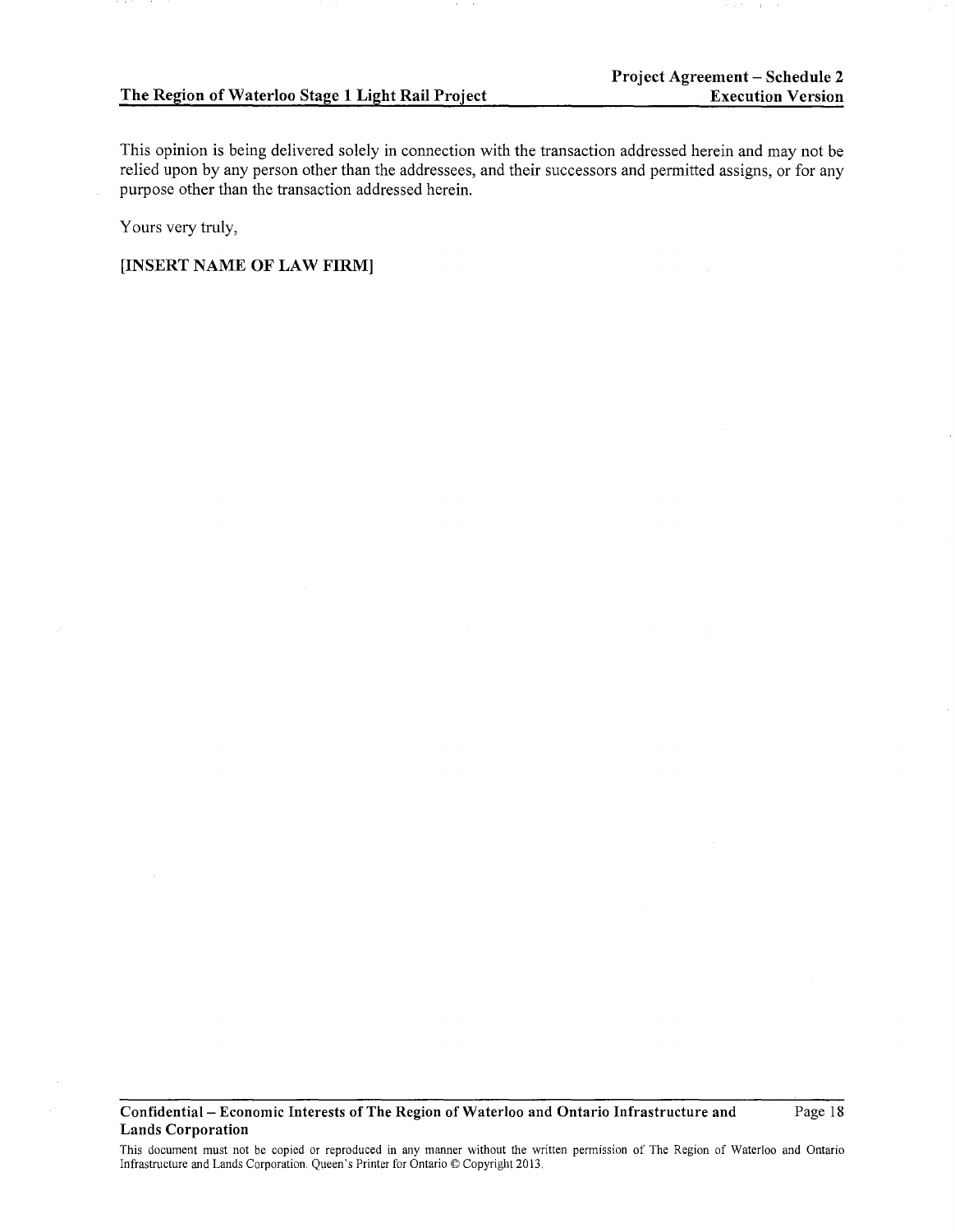This opinion is being delivered solely in connection with the transaction addressed herein and may not be relied upon by any person other than the addressees, and their successors and permitted assigns, or for any purpose other than the transaction addressed herein.

Yours very truly,

**[INSERT NAME OF LAW FIRM]**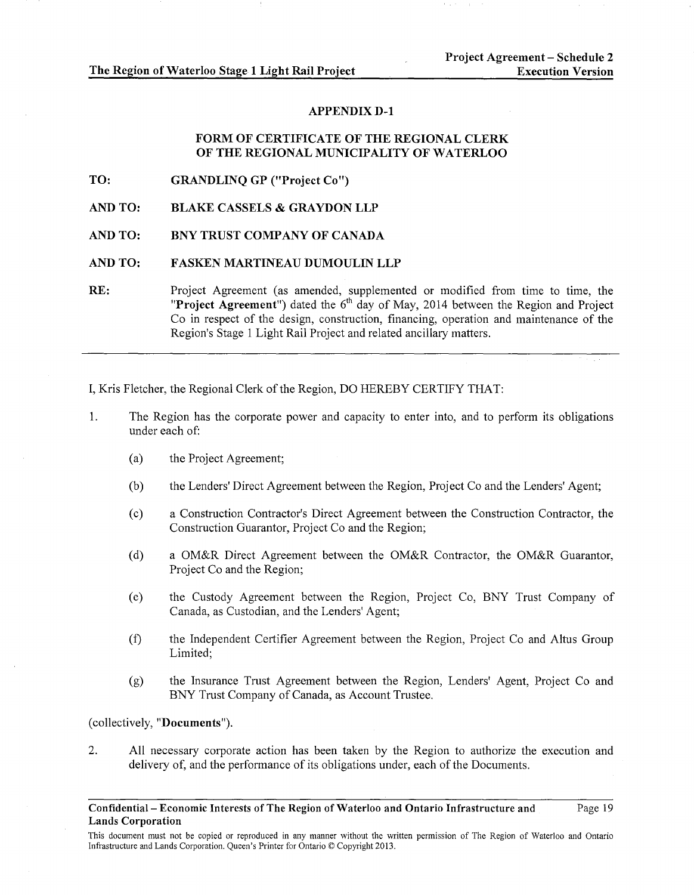## APPENDIX D-1

## FORM OF CERTIFICATE OF THE REGIONAL CLERK OF THE REGIONAL MUNICIPALITY OF WATERLOO

**TO:** **GRANDLINQ GP ("Project Co")**

**AND TO:** **BLAKE CASSELS & GRAYDON LLP**

**AND TO:** **BNY TRUST COMPANY OF CANADA**

**AND TO:** **FASKEN MARTINEAU DUMOULIN LLP**

**RE:** Project Agreement (as amended, supplemented or modified from time to time, the "**Project Agreement**") dated the 6th day of May, 2014 between the Region and Project Co in respect of the design, construction, financing, operation and maintenance of the Region's Stage 1 Light Rail Project and related ancillary matters.

---

I, Kris Fletcher, the Regional Clerk of the Region, DO HEREBY CERTIFY THAT:

1. The Region has the corporate power and capacity to enter into, and to perform its obligations under each of:

   (a) the Project Agreement;

   (b) the Lenders' Direct Agreement between the Region, Project Co and the Lenders' Agent;

   (c) a Construction Contractor's Direct Agreement between the Construction Contractor, the Construction Guarantor, Project Co and the Region;

   (d) a OM&R Direct Agreement between the OM&R Contractor, the OM&R Guarantor, Project Co and the Region;

   (e) the Custody Agreement between the Region, Project Co, BNY Trust Company of Canada, as Custodian, and the Lenders' Agent;

   (f) the Independent Certifier Agreement between the Region, Project Co and Altus Group Limited;

   (g) the Insurance Trust Agreement between the Region, Lenders' Agent, Project Co and BNY Trust Company of Canada, as Account Trustee.

(collectively, "**Documents**").

2. All necessary corporate action has been taken by the Region to authorize the execution and delivery of, and the performance of its obligations under, each of the Documents.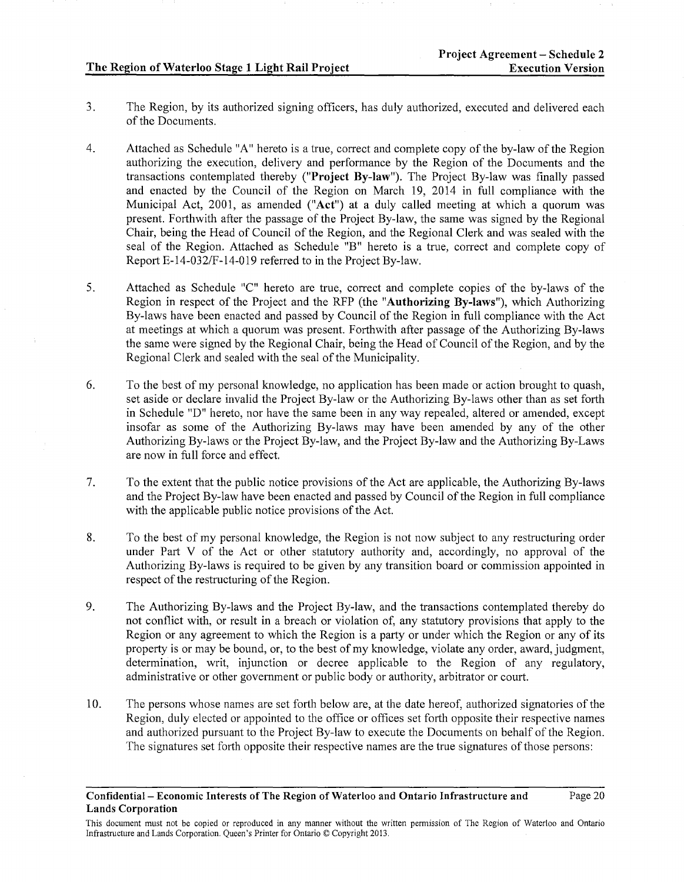3. The Region, by its authorized signing officers, has duly authorized, executed and delivered each of the Documents.

4. Attached as Schedule "A" hereto is a true, correct and complete copy of the by-law of the Region authorizing the execution, delivery and performance by the Region of the Documents and the transactions contemplated thereby ("**Project By-law**"). The Project By-law was finally passed and enacted by the Council of the Region on March 19, 2014 in full compliance with the Municipal Act, 2001, as amended ("**Act**") at a duly called meeting at which a quorum was present. Forthwith after the passage of the Project By-law, the same was signed by the Regional Chair, being the Head of Council of the Region, and the Regional Clerk and was sealed with the seal of the Region. Attached as Schedule "B" hereto is a true, correct and complete copy of Report E-14-032/F-14-019 referred to in the Project By-law.

5. Attached as Schedule "C" hereto are true, correct and complete copies of the by-laws of the Region in respect of the Project and the RFP (the "**Authorizing By-laws**"), which Authorizing By-laws have been enacted and passed by Council of the Region in full compliance with the Act at meetings at which a quorum was present. Forthwith after passage of the Authorizing By-laws the same were signed by the Regional Chair, being the Head of Council of the Region, and by the Regional Clerk and sealed with the seal of the Municipality.

6. To the best of my personal knowledge, no application has been made or action brought to quash, set aside or declare invalid the Project By-law or the Authorizing By-laws other than as set forth in Schedule "D" hereto, nor have the same been in any way repealed, altered or amended, except insofar as some of the Authorizing By-laws may have been amended by any of the other Authorizing By-laws or the Project By-law, and the Project By-law and the Authorizing By-Laws are now in full force and effect.

7. To the extent that the public notice provisions of the Act are applicable, the Authorizing By-laws and the Project By-law have been enacted and passed by Council of the Region in full compliance with the applicable public notice provisions of the Act.

8. To the best of my personal knowledge, the Region is not now subject to any restructuring order under Part V of the Act or other statutory authority and, accordingly, no approval of the Authorizing By-laws is required to be given by any transition board or commission appointed in respect of the restructuring of the Region.

9. The Authorizing By-laws and the Project By-law, and the transactions contemplated thereby do not conflict with, or result in a breach or violation of, any statutory provisions that apply to the Region or any agreement to which the Region is a party or under which the Region or any of its property is or may be bound, or, to the best of my knowledge, violate any order, award, judgment, determination, writ, injunction or decree applicable to the Region of any regulatory, administrative or other government or public body or authority, arbitrator or court.

10. The persons whose names are set forth below are, at the date hereof, authorized signatories of the Region, duly elected or appointed to the office or offices set forth opposite their respective names and authorized pursuant to the Project By-law to execute the Documents on behalf of the Region. The signatures set forth opposite their respective names are the true signatures of those persons: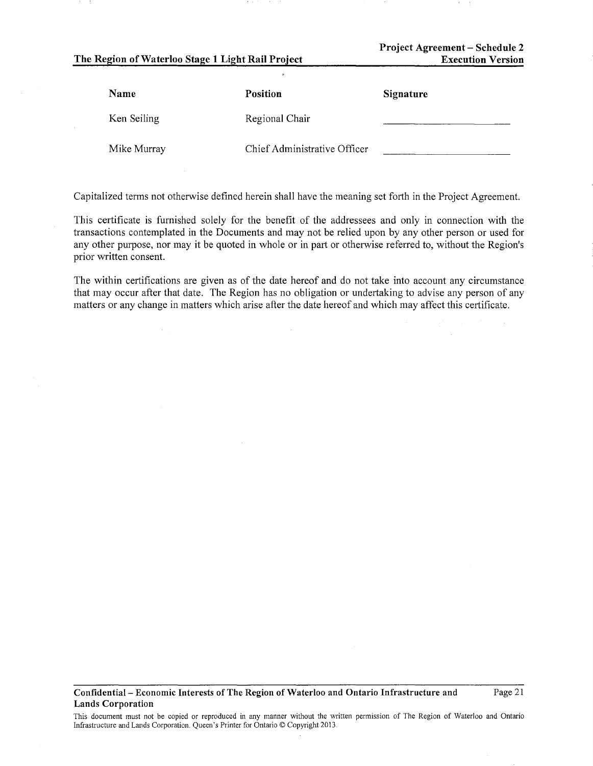| Name | Position | Signature |
| --- | --- | --- |
| Ken Seiling | Regional Chair | ______________________ |
| Mike Murray | Chief Administrative Officer | ______________________ |

Capitalized terms not otherwise defined herein shall have the meaning set forth in the Project Agreement.

This certificate is furnished solely for the benefit of the addressees and only in connection with the transactions contemplated in the Documents and may not be relied upon by any other person or used for any other purpose, nor may it be quoted in whole or in part or otherwise referred to, without the Region's prior written consent.

The within certifications are given as of the date hereof and do not take into account any circumstance that may occur after that date. The Region has no obligation or undertaking to advise any person of any matters or any change in matters which arise after the date hereof and which may affect this certificate.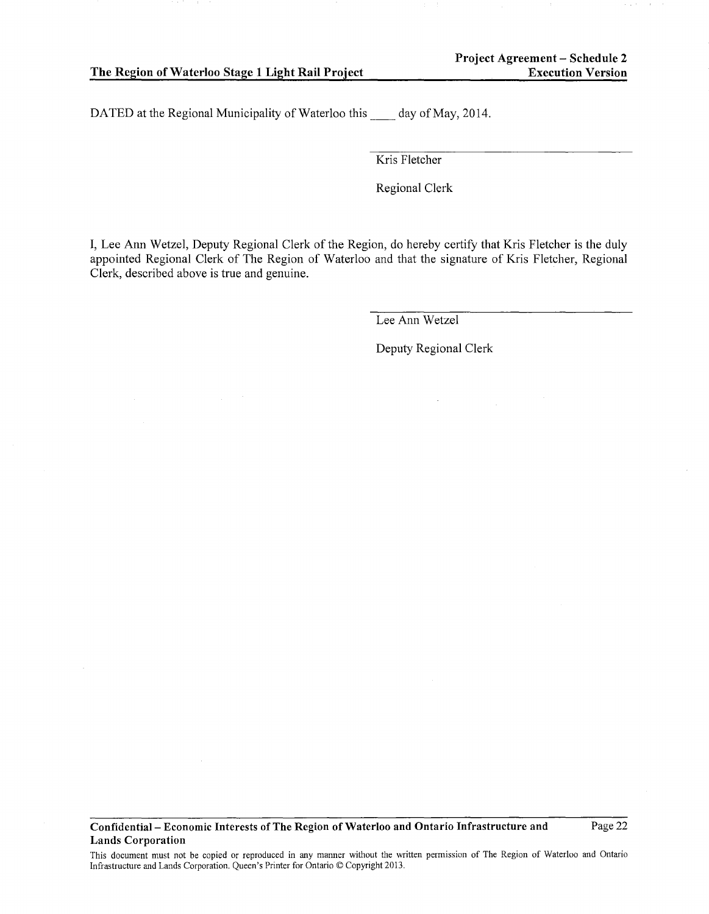DATED at the Regional Municipality of Waterloo this ____ day of May, 2014.

Kris Fletcher

Regional Clerk

I, Lee Ann Wetzel, Deputy Regional Clerk of the Region, do hereby certify that Kris Fletcher is the duly appointed Regional Clerk of The Region of Waterloo and that the signature of Kris Fletcher, Regional Clerk, described above is true and genuine.

Lee Ann Wetzel

Deputy Regional Clerk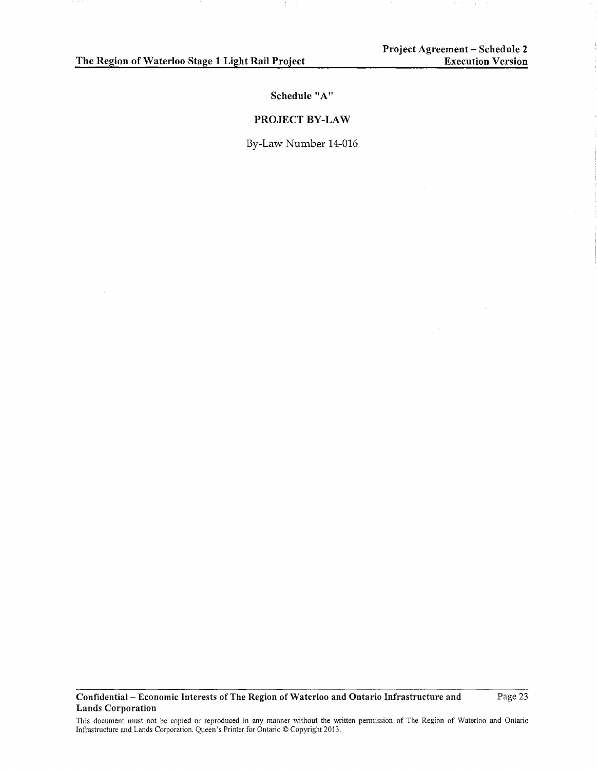## Schedule "A"

## PROJECT BY-LAW

By-Law Number 14-016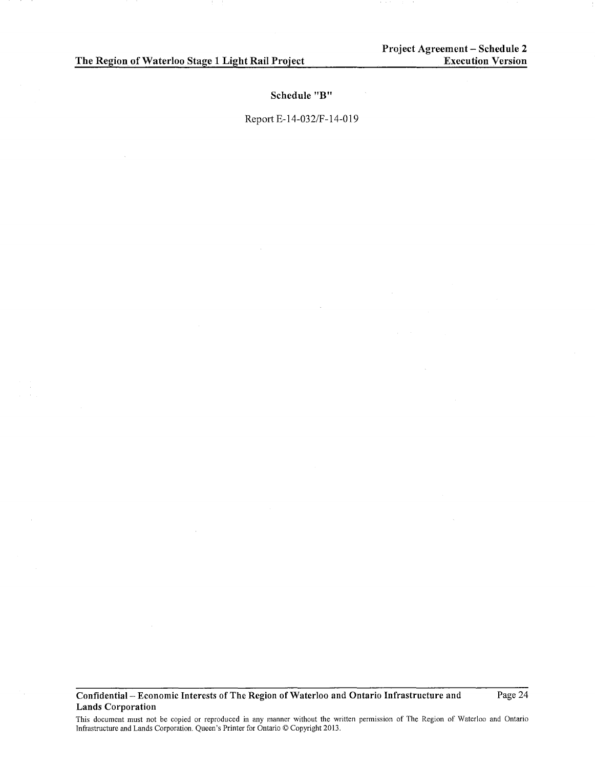**Schedule "B"**

Report E-14-032/F-14-019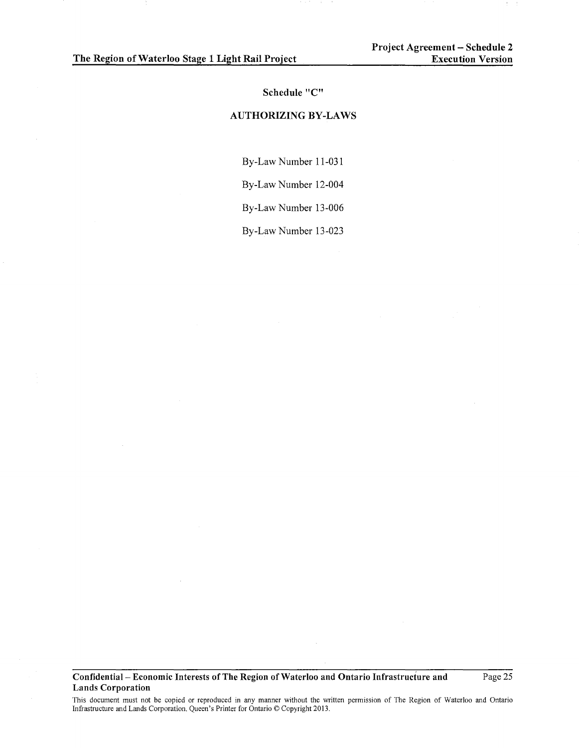## Schedule "C"

## AUTHORIZING BY-LAWS

By-Law Number 11-031

By-Law Number 12-004

By-Law Number 13-006

By-Law Number 13-023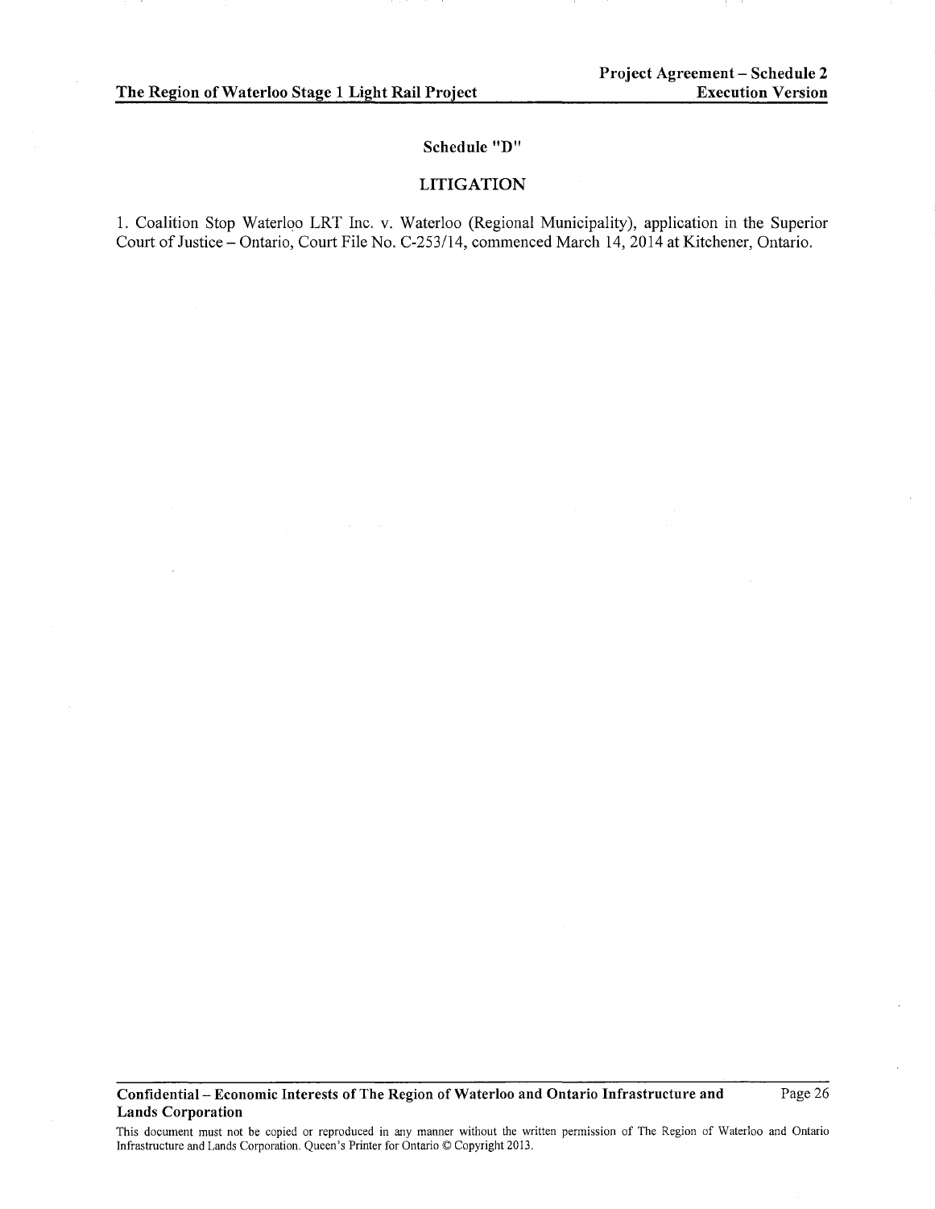## Schedule "D"

## LITIGATION

1. Coalition Stop Waterloo LRT Inc. v. Waterloo (Regional Municipality), application in the Superior Court of Justice – Ontario, Court File No. C-253/14, commenced March 14, 2014 at Kitchener, Ontario.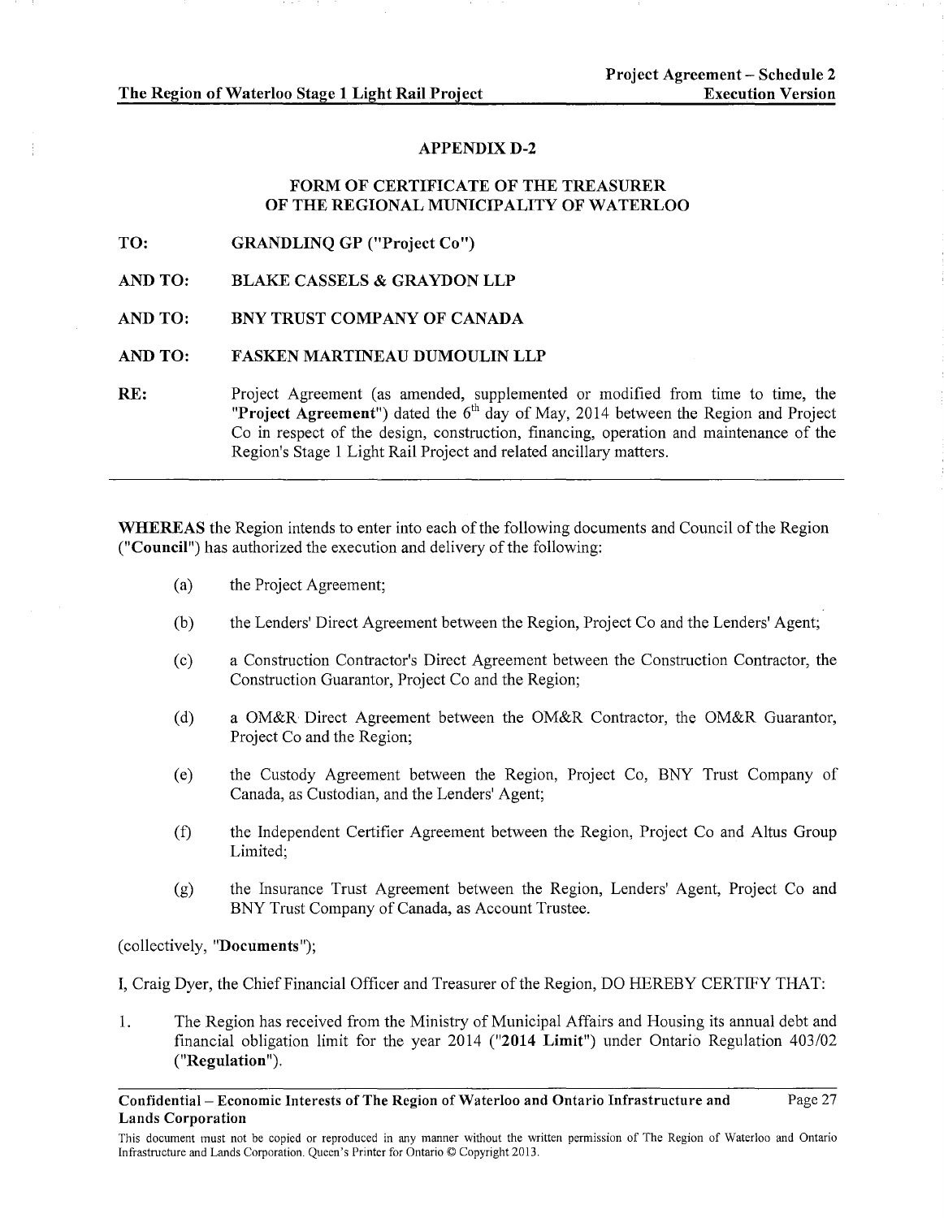## APPENDIX D-2

## FORM OF CERTIFICATE OF THE TREASURER OF THE REGIONAL MUNICIPALITY OF WATERLOO

**TO:** **GRANDLINQ GP ("Project Co")**

**AND TO:** **BLAKE CASSELS & GRAYDON LLP**

**AND TO:** **BNY TRUST COMPANY OF CANADA**

**AND TO:** **FASKEN MARTINEAU DUMOULIN LLP**

**RE:** Project Agreement (as amended, supplemented or modified from time to time, the "**Project Agreement**") dated the 6th day of May, 2014 between the Region and Project Co in respect of the design, construction, financing, operation and maintenance of the Region's Stage 1 Light Rail Project and related ancillary matters.

---

**WHEREAS** the Region intends to enter into each of the following documents and Council of the Region ("**Council**") has authorized the execution and delivery of the following:

(a) the Project Agreement;

(b) the Lenders' Direct Agreement between the Region, Project Co and the Lenders' Agent;

(c) a Construction Contractor's Direct Agreement between the Construction Contractor, the Construction Guarantor, Project Co and the Region;

(d) a OM&R Direct Agreement between the OM&R Contractor, the OM&R Guarantor, Project Co and the Region;

(e) the Custody Agreement between the Region, Project Co, BNY Trust Company of Canada, as Custodian, and the Lenders' Agent;

(f) the Independent Certifier Agreement between the Region, Project Co and Altus Group Limited;

(g) the Insurance Trust Agreement between the Region, Lenders' Agent, Project Co and BNY Trust Company of Canada, as Account Trustee.

(collectively, "**Documents**");

I, Craig Dyer, the Chief Financial Officer and Treasurer of the Region, DO HEREBY CERTIFY THAT:

1. The Region has received from the Ministry of Municipal Affairs and Housing its annual debt and financial obligation limit for the year 2014 ("**2014 Limit**") under Ontario Regulation 403/02 ("**Regulation**").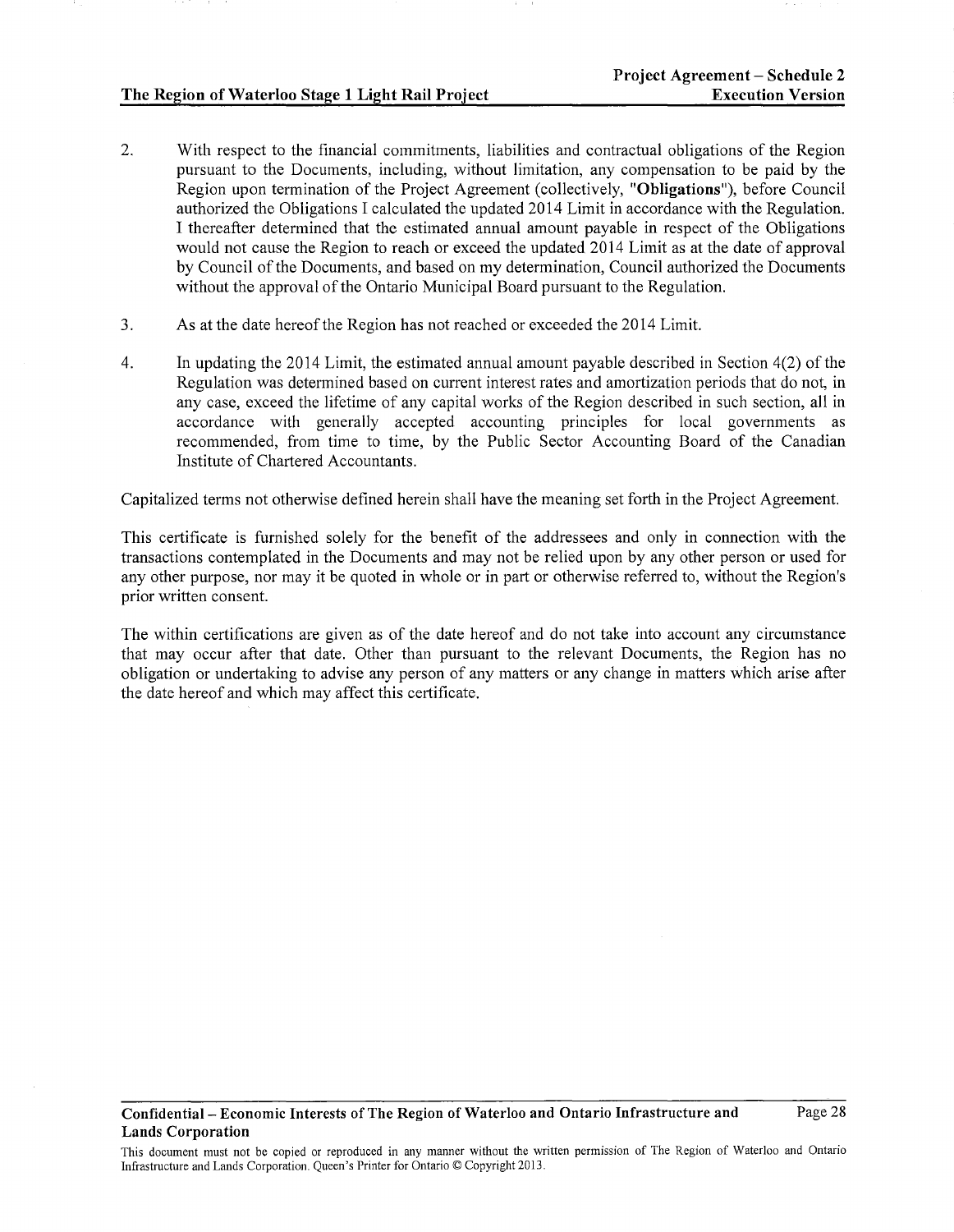2. With respect to the financial commitments, liabilities and contractual obligations of the Region pursuant to the Documents, including, without limitation, any compensation to be paid by the Region upon termination of the Project Agreement (collectively, "**Obligations**"), before Council authorized the Obligations I calculated the updated 2014 Limit in accordance with the Regulation. I thereafter determined that the estimated annual amount payable in respect of the Obligations would not cause the Region to reach or exceed the updated 2014 Limit as at the date of approval by Council of the Documents, and based on my determination, Council authorized the Documents without the approval of the Ontario Municipal Board pursuant to the Regulation.

3. As at the date hereof the Region has not reached or exceeded the 2014 Limit.

4. In updating the 2014 Limit, the estimated annual amount payable described in Section 4(2) of the Regulation was determined based on current interest rates and amortization periods that do not, in any case, exceed the lifetime of any capital works of the Region described in such section, all in accordance with generally accepted accounting principles for local governments as recommended, from time to time, by the Public Sector Accounting Board of the Canadian Institute of Chartered Accountants.

Capitalized terms not otherwise defined herein shall have the meaning set forth in the Project Agreement.

This certificate is furnished solely for the benefit of the addressees and only in connection with the transactions contemplated in the Documents and may not be relied upon by any other person or used for any other purpose, nor may it be quoted in whole or in part or otherwise referred to, without the Region's prior written consent.

The within certifications are given as of the date hereof and do not take into account any circumstance that may occur after that date. Other than pursuant to the relevant Documents, the Region has no obligation or undertaking to advise any person of any matters or any change in matters which arise after the date hereof and which may affect this certificate.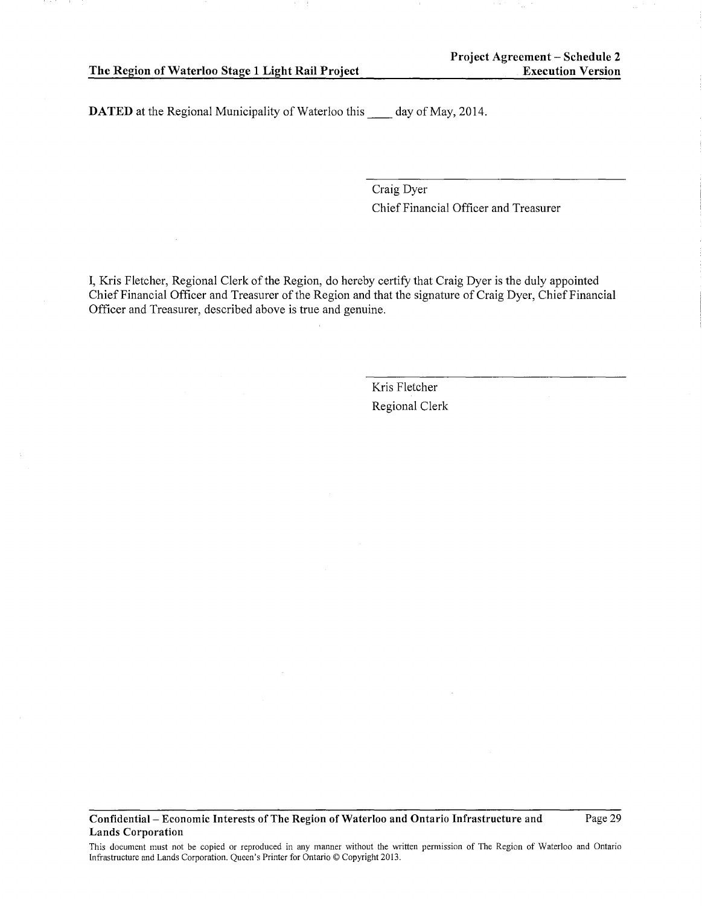**DATED** at the Regional Municipality of Waterloo this ____ day of May, 2014.

\_\_\_\_\_\_\_\_\_\_\_\_\_\_\_\_\_\_\_\_\_\_\_\_\_\_\_\_\_\_\_\_

Craig Dyer
Chief Financial Officer and Treasurer

I, Kris Fletcher, Regional Clerk of the Region, do hereby certify that Craig Dyer is the duly appointed Chief Financial Officer and Treasurer of the Region and that the signature of Craig Dyer, Chief Financial Officer and Treasurer, described above is true and genuine.

\_\_\_\_\_\_\_\_\_\_\_\_\_\_\_\_\_\_\_\_\_\_\_\_\_\_\_\_\_\_\_\_

Kris Fletcher
Regional Clerk